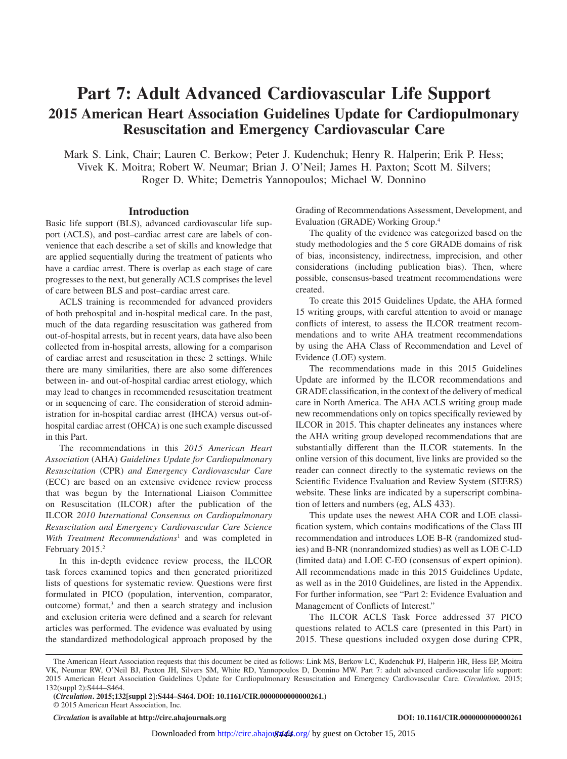# Part 7: Adult Advanced Cardiovascular Life Support

## 2015 American Heart Association Guidelines Update for Cardiopulmonary Resuscitation and Emergency Cardiovascular Care

Mark S. Link, Chair; Lauren C. Berkow; Peter J. Kudenchuk; Henry R. Halperin; Erik P. Hess; Vivek K. Moitra; Robert W. Neumar; Brian J. O'Neil; James H. Paxton; Scott M. Silvers; Roger D. White; Demetris Yannopoulos; Michael W. Donnino

## Introduction

Basic life support (BLS), advanced cardiovascular life support (ACLS), and post–cardiac arrest care are labels of convenience that each describe a set of skills and knowledge that are applied sequentially during the treatment of patients who have a cardiac arrest. There is overlap as each stage of care progresses to the next, but generally ACLS comprises the level of care between BLS and post–cardiac arrest care.

ACLS training is recommended for advanced providers of both prehospital and in-hospital medical care. In the past, much of the data regarding resuscitation was gathered from out-of-hospital arrests, but in recent years, data have also been collected from in-hospital arrests, allowing for a comparison of cardiac arrest and resuscitation in these 2 settings. While there are many similarities, there are also some differences between in- and out-of-hospital cardiac arrest etiology, which may lead to changes in recommended resuscitation treatment or in sequencing of care. The consideration of steroid administration for in-hospital cardiac arrest (IHCA) versus out-of-hospital cardiac arrest (OHCA) is one such example discussed in this Part.

The recommendations in this *2015 American Heart Association* (AHA) *Guidelines Update for Cardiopulmonary Resuscitation* (CPR) *and Emergency Cardiovascular Care* (ECC) are based on an extensive evidence review process that was begun by the International Liaison Committee on Resuscitation (ILCOR) after the publication of the ILCOR *2010 International Consensus on Cardiopulmonary Resuscitation and Emergency Cardiovascular Care Science With Treatment Recommendations*[1] and was completed in February 2015.[2]

In this in-depth evidence review process, the ILCOR task forces examined topics and then generated prioritized lists of questions for systematic review. Questions were first formulated in PICO (population, intervention, comparator, outcome) format,[3] and then a search strategy and inclusion and exclusion criteria were defined and a search for relevant articles was performed. The evidence was evaluated by using the standardized methodological approach proposed by the Grading of Recommendations Assessment, Development, and Evaluation (GRADE) Working Group.[4]

The quality of the evidence was categorized based on the study methodologies and the 5 core GRADE domains of risk of bias, inconsistency, indirectness, imprecision, and other considerations (including publication bias). Then, where possible, consensus-based treatment recommendations were created.

To create this 2015 Guidelines Update, the AHA formed 15 writing groups, with careful attention to avoid or manage conflicts of interest, to assess the ILCOR treatment recommendations and to write AHA treatment recommendations by using the AHA Class of Recommendation and Level of Evidence (LOE) system.

The recommendations made in this 2015 Guidelines Update are informed by the ILCOR recommendations and GRADE classification, in the context of the delivery of medical care in North America. The AHA ACLS writing group made new recommendations only on topics specifically reviewed by ILCOR in 2015. This chapter delineates any instances where the AHA writing group developed recommendations that are substantially different than the ILCOR statements. In the online version of this document, live links are provided so the reader can connect directly to the systematic reviews on the Scientific Evidence Evaluation and Review System (SEERS) website. These links are indicated by a superscript combination of letters and numbers (eg, ALS 433).

This update uses the newest AHA COR and LOE classification system, which contains modifications of the Class III recommendation and introduces LOE B-R (randomized studies) and B-NR (nonrandomized studies) as well as LOE C-LD (limited data) and LOE C-EO (consensus of expert opinion). All recommendations made in this 2015 Guidelines Update, as well as in the 2010 Guidelines, are listed in the Appendix. For further information, see "Part 2: Evidence Evaluation and Management of Conflicts of Interest."

The ILCOR ACLS Task Force addressed 37 PICO questions related to ACLS care (presented in this Part) in 2015. These questions included oxygen dose during CPR,

The American Heart Association requests that this document be cited as follows: Link MS, Berkow LC, Kudenchuk PJ, Halperin HR, Hess EP, Moitra VK, Neumar RW, O'Neil BJ, Paxton JH, Silvers SM, White RD, Yannopoulos D, Donnino MW. Part 7: adult advanced cardiovascular life support: 2015 American Heart Association Guidelines Update for Cardiopulmonary Resuscitation and Emergency Cardiovascular Care. *Circulation*. 2015; 132(suppl 2):S444–S464.

(*Circulation*. 2015;132[suppl 2]:S444–S464. DOI: 10.1161/CIR.0000000000000261.)

© 2015 American Heart Association, Inc.

*Circulation* is available at http://circ.ahajournals.org DOI: 10.1161/CIR.0000000000000261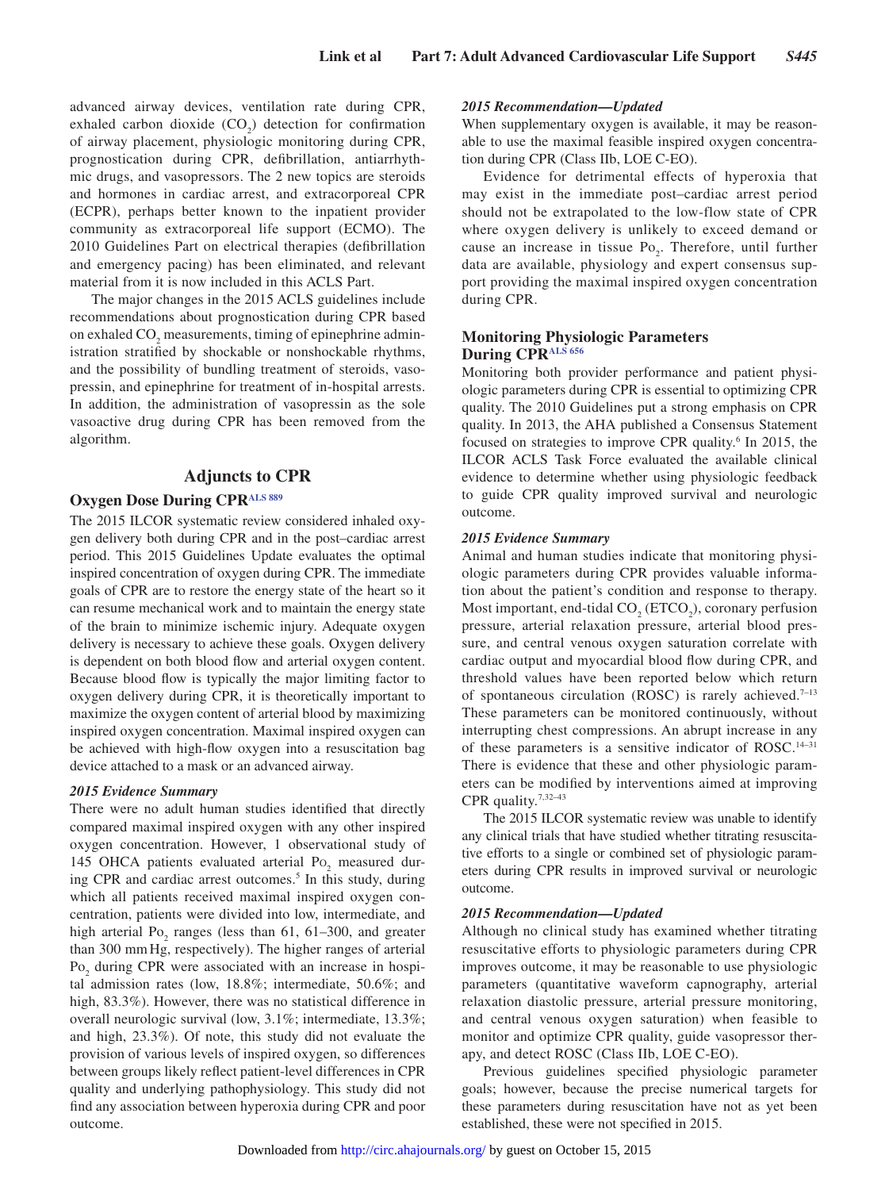advanced airway devices, ventilation rate during CPR, exhaled carbon dioxide ($CO_2$) detection for confirmation of airway placement, physiologic monitoring during CPR, prognostication during CPR, defibrillation, antiarrhythmic drugs, and vasopressors. The 2 new topics are steroids and hormones in cardiac arrest, and extracorporeal CPR (ECPR), perhaps better known to the inpatient provider community as extracorporeal life support (ECMO). The 2010 Guidelines Part on electrical therapies (defibrillation and emergency pacing) has been eliminated, and relevant material from it is now included in this ACLS Part.

The major changes in the 2015 ACLS guidelines include recommendations about prognostication during CPR based on exhaled $CO_2$ measurements, timing of epinephrine administration stratified by shockable or nonshockable rhythms, and the possibility of bundling treatment of steroids, vasopressin, and epinephrine for treatment of in-hospital arrests. In addition, the administration of vasopressin as the sole vasoactive drug during CPR has been removed from the algorithm.

## Adjuncts to CPR

### Oxygen Dose During CPR[ALS 889]

The 2015 ILCOR systematic review considered inhaled oxygen delivery both during CPR and in the post–cardiac arrest period. This 2015 Guidelines Update evaluates the optimal inspired concentration of oxygen during CPR. The immediate goals of CPR are to restore the energy state of the heart so it can resume mechanical work and to maintain the energy state of the brain to minimize ischemic injury. Adequate oxygen delivery is necessary to achieve these goals. Oxygen delivery is dependent on both blood flow and arterial oxygen content. Because blood flow is typically the major limiting factor to oxygen delivery during CPR, it is theoretically important to maximize the oxygen content of arterial blood by maximizing inspired oxygen concentration. Maximal inspired oxygen can be achieved with high-flow oxygen into a resuscitation bag device attached to a mask or an advanced airway.

#### *2015 Evidence Summary*

There were no adult human studies identified that directly compared maximal inspired oxygen with any other inspired oxygen concentration. However, 1 observational study of 145 OHCA patients evaluated arterial $Po_2$ measured during CPR and cardiac arrest outcomes.[5] In this study, during which all patients received maximal inspired oxygen concentration, patients were divided into low, intermediate, and high arterial $Po_2$ ranges (less than 61, 61–300, and greater than 300 mm Hg, respectively). The higher ranges of arterial $Po_2$ during CPR were associated with an increase in hospital admission rates (low, 18.8%; intermediate, 50.6%; and high, 83.3%). However, there was no statistical difference in overall neurologic survival (low, 3.1%; intermediate, 13.3%; and high, 23.3%). Of note, this study did not evaluate the provision of various levels of inspired oxygen, so differences between groups likely reflect patient-level differences in CPR quality and underlying pathophysiology. This study did not find any association between hyperoxia during CPR and poor outcome.

#### *2015 Recommendation—Updated*

When supplementary oxygen is available, it may be reasonable to use the maximal feasible inspired oxygen concentration during CPR (Class IIb, LOE C-EO).

Evidence for detrimental effects of hyperoxia that may exist in the immediate post–cardiac arrest period should not be extrapolated to the low-flow state of CPR where oxygen delivery is unlikely to exceed demand or cause an increase in tissue $Po_2$. Therefore, until further data are available, physiology and expert consensus support providing the maximal inspired oxygen concentration during CPR.

### Monitoring Physiologic Parameters During CPR[ALS 656]

Monitoring both provider performance and patient physiologic parameters during CPR is essential to optimizing CPR quality. The 2010 Guidelines put a strong emphasis on CPR quality. In 2013, the AHA published a Consensus Statement focused on strategies to improve CPR quality.[6] In 2015, the ILCOR ACLS Task Force evaluated the available clinical evidence to determine whether using physiologic feedback to guide CPR quality improved survival and neurologic outcome.

#### *2015 Evidence Summary*

Animal and human studies indicate that monitoring physiologic parameters during CPR provides valuable information about the patient's condition and response to therapy. Most important, end-tidal $CO_2$ ($ETCO_2$), coronary perfusion pressure, arterial relaxation pressure, arterial blood pressure, and central venous oxygen saturation correlate with cardiac output and myocardial blood flow during CPR, and threshold values have been reported below which return of spontaneous circulation (ROSC) is rarely achieved.[7–13] These parameters can be monitored continuously, without interrupting chest compressions. An abrupt increase in any of these parameters is a sensitive indicator of ROSC.[14–31] There is evidence that these and other physiologic parameters can be modified by interventions aimed at improving CPR quality.[7,32–43]

The 2015 ILCOR systematic review was unable to identify any clinical trials that have studied whether titrating resuscitative efforts to a single or combined set of physiologic parameters during CPR results in improved survival or neurologic outcome.

#### *2015 Recommendation—Updated*

Although no clinical study has examined whether titrating resuscitative efforts to physiologic parameters during CPR improves outcome, it may be reasonable to use physiologic parameters (quantitative waveform capnography, arterial relaxation diastolic pressure, arterial pressure monitoring, and central venous oxygen saturation) when feasible to monitor and optimize CPR quality, guide vasopressor therapy, and detect ROSC (Class IIb, LOE C-EO).

Previous guidelines specified physiologic parameter goals; however, because the precise numerical targets for these parameters during resuscitation have not as yet been established, these were not specified in 2015.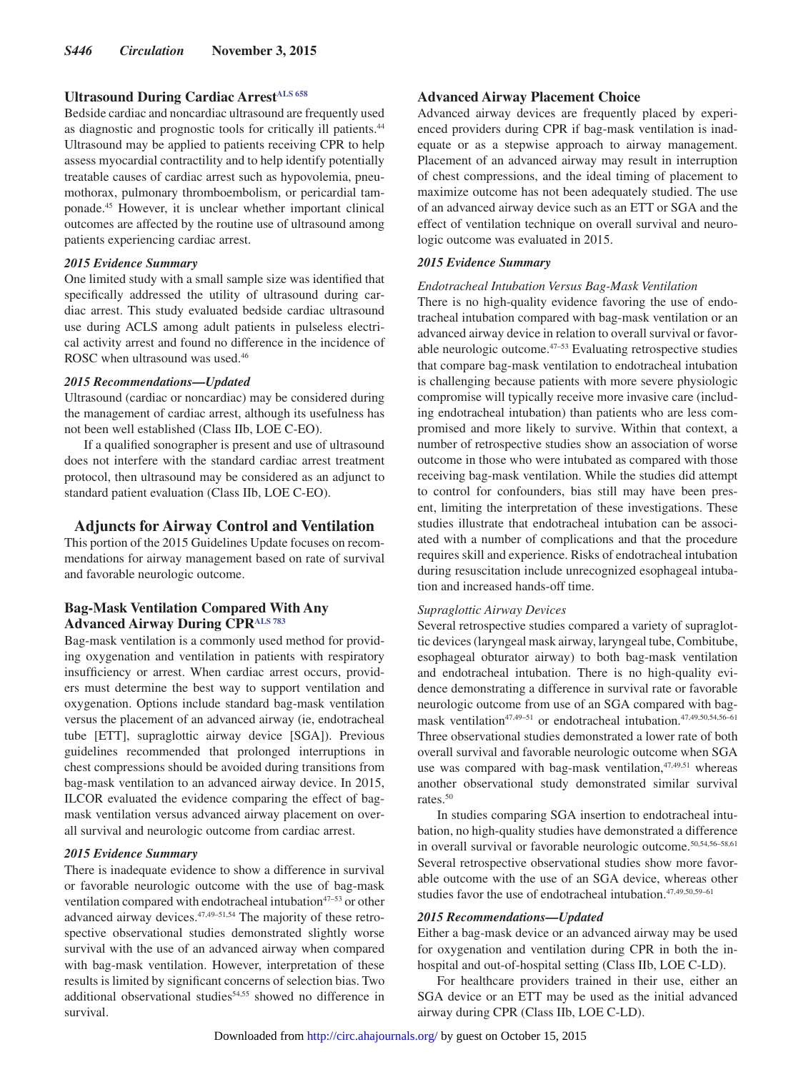## Ultrasound During Cardiac Arrest[ALS 658]

Bedside cardiac and noncardiac ultrasound are frequently used as diagnostic and prognostic tools for critically ill patients.[44] Ultrasound may be applied to patients receiving CPR to help assess myocardial contractility and to help identify potentially treatable causes of cardiac arrest such as hypovolemia, pneumothorax, pulmonary thromboembolism, or pericardial tamponade.[45] However, it is unclear whether important clinical outcomes are affected by the routine use of ultrasound among patients experiencing cardiac arrest.

### *2015 Evidence Summary*

One limited study with a small sample size was identified that specifically addressed the utility of ultrasound during cardiac arrest. This study evaluated bedside cardiac ultrasound use during ACLS among adult patients in pulseless electrical activity arrest and found no difference in the incidence of ROSC when ultrasound was used.[46]

### *2015 Recommendations—Updated*

Ultrasound (cardiac or noncardiac) may be considered during the management of cardiac arrest, although its usefulness has not been well established (Class IIb, LOE C-EO).

If a qualified sonographer is present and use of ultrasound does not interfere with the standard cardiac arrest treatment protocol, then ultrasound may be considered as an adjunct to standard patient evaluation (Class IIb, LOE C-EO).

# Adjuncts for Airway Control and Ventilation

This portion of the 2015 Guidelines Update focuses on recommendations for airway management based on rate of survival and favorable neurologic outcome.

## Bag-Mask Ventilation Compared With Any Advanced Airway During CPR[ALS 783]

Bag-mask ventilation is a commonly used method for providing oxygenation and ventilation in patients with respiratory insufficiency or arrest. When cardiac arrest occurs, providers must determine the best way to support ventilation and oxygenation. Options include standard bag-mask ventilation versus the placement of an advanced airway (ie, endotracheal tube [ETT], supraglottic airway device [SGA]). Previous guidelines recommended that prolonged interruptions in chest compressions should be avoided during transitions from bag-mask ventilation to an advanced airway device. In 2015, ILCOR evaluated the evidence comparing the effect of bag-mask ventilation versus advanced airway placement on overall survival and neurologic outcome from cardiac arrest.

### *2015 Evidence Summary*

There is inadequate evidence to show a difference in survival or favorable neurologic outcome with the use of bag-mask ventilation compared with endotracheal intubation[47–53] or other advanced airway devices.[47,49–51,54] The majority of these retrospective observational studies demonstrated slightly worse survival with the use of an advanced airway when compared with bag-mask ventilation. However, interpretation of these results is limited by significant concerns of selection bias. Two additional observational studies[54,55] showed no difference in survival.

## Advanced Airway Placement Choice

Advanced airway devices are frequently placed by experienced providers during CPR if bag-mask ventilation is inadequate or as a stepwise approach to airway management. Placement of an advanced airway may result in interruption of chest compressions, and the ideal timing of placement to maximize outcome has not been adequately studied. The use of an advanced airway device such as an ETT or SGA and the effect of ventilation technique on overall survival and neurologic outcome was evaluated in 2015.

### *2015 Evidence Summary*

*Endotracheal Intubation Versus Bag-Mask Ventilation*

There is no high-quality evidence favoring the use of endotracheal intubation compared with bag-mask ventilation or an advanced airway device in relation to overall survival or favorable neurologic outcome.[47–53] Evaluating retrospective studies that compare bag-mask ventilation to endotracheal intubation is challenging because patients with more severe physiologic compromise will typically receive more invasive care (including endotracheal intubation) than patients who are less compromised and more likely to survive. Within that context, a number of retrospective studies show an association of worse outcome in those who were intubated as compared with those receiving bag-mask ventilation. While the studies did attempt to control for confounders, bias still may have been present, limiting the interpretation of these investigations. These studies illustrate that endotracheal intubation can be associated with a number of complications and that the procedure requires skill and experience. Risks of endotracheal intubation during resuscitation include unrecognized esophageal intubation and increased hands-off time.

*Supraglottic Airway Devices*

Several retrospective studies compared a variety of supraglottic devices (laryngeal mask airway, laryngeal tube, Combitube, esophageal obturator airway) to both bag-mask ventilation and endotracheal intubation. There is no high-quality evidence demonstrating a difference in survival rate or favorable neurologic outcome from use of an SGA compared with bag-mask ventilation[47,49–51] or endotracheal intubation.[47,49,50,54,56–61] Three observational studies demonstrated a lower rate of both overall survival and favorable neurologic outcome when SGA use was compared with bag-mask ventilation,[47,49,51] whereas another observational study demonstrated similar survival rates.[50]

In studies comparing SGA insertion to endotracheal intubation, no high-quality studies have demonstrated a difference in overall survival or favorable neurologic outcome.[50,54,56–58,61] Several retrospective observational studies show more favorable outcome with the use of an SGA device, whereas other studies favor the use of endotracheal intubation.[47,49,50,59–61]

### *2015 Recommendations—Updated*

Either a bag-mask device or an advanced airway may be used for oxygenation and ventilation during CPR in both the in-hospital and out-of-hospital setting (Class IIb, LOE C-LD).

For healthcare providers trained in their use, either an SGA device or an ETT may be used as the initial advanced airway during CPR (Class IIb, LOE C-LD).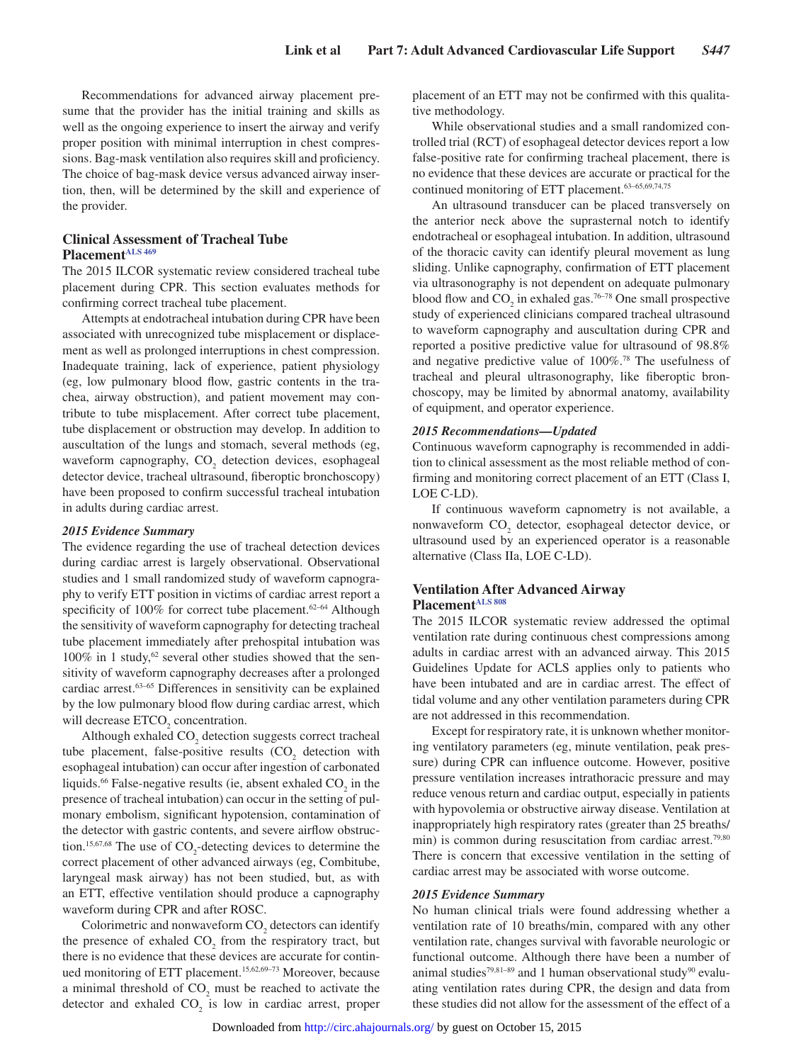Recommendations for advanced airway placement presume that the provider has the initial training and skills as well as the ongoing experience to insert the airway and verify proper position with minimal interruption in chest compressions. Bag-mask ventilation also requires skill and proficiency. The choice of bag-mask device versus advanced airway insertion, then, will be determined by the skill and experience of the provider.

## Clinical Assessment of Tracheal Tube Placement[ALS 469]

The 2015 ILCOR systematic review considered tracheal tube placement during CPR. This section evaluates methods for confirming correct tracheal tube placement.

Attempts at endotracheal intubation during CPR have been associated with unrecognized tube misplacement or displacement as well as prolonged interruptions in chest compression. Inadequate training, lack of experience, patient physiology (eg, low pulmonary blood flow, gastric contents in the trachea, airway obstruction), and patient movement may contribute to tube misplacement. After correct tube placement, tube displacement or obstruction may develop. In addition to auscultation of the lungs and stomach, several methods (eg, waveform capnography, $CO_2$ detection devices, esophageal detector device, tracheal ultrasound, fiberoptic bronchoscopy) have been proposed to confirm successful tracheal intubation in adults during cardiac arrest.

### *2015 Evidence Summary*

The evidence regarding the use of tracheal detection devices during cardiac arrest is largely observational. Observational studies and 1 small randomized study of waveform capnography to verify ETT position in victims of cardiac arrest report a specificity of 100% for correct tube placement.[62–64] Although the sensitivity of waveform capnography for detecting tracheal tube placement immediately after prehospital intubation was 100% in 1 study,[62] several other studies showed that the sensitivity of waveform capnography decreases after a prolonged cardiac arrest.[63–65] Differences in sensitivity can be explained by the low pulmonary blood flow during cardiac arrest, which will decrease $ETCO_2$ concentration.

Although exhaled $CO_2$ detection suggests correct tracheal tube placement, false-positive results ($CO_2$ detection with esophageal intubation) can occur after ingestion of carbonated liquids.[66] False-negative results (ie, absent exhaled $CO_2$ in the presence of tracheal intubation) can occur in the setting of pulmonary embolism, significant hypotension, contamination of the detector with gastric contents, and severe airflow obstruction.[15,67,68] The use of $CO_2$-detecting devices to determine the correct placement of other advanced airways (eg, Combitube, laryngeal mask airway) has not been studied, but, as with an ETT, effective ventilation should produce a capnography waveform during CPR and after ROSC.

Colorimetric and nonwaveform $CO_2$ detectors can identify the presence of exhaled $CO_2$ from the respiratory tract, but there is no evidence that these devices are accurate for continued monitoring of ETT placement.[15,62,69–73] Moreover, because a minimal threshold of $CO_2$ must be reached to activate the detector and exhaled $CO_2$ is low in cardiac arrest, proper placement of an ETT may not be confirmed with this qualitative methodology.

While observational studies and a small randomized controlled trial (RCT) of esophageal detector devices report a low false-positive rate for confirming tracheal placement, there is no evidence that these devices are accurate or practical for the continued monitoring of ETT placement.[63–65,69,74,75]

An ultrasound transducer can be placed transversely on the anterior neck above the suprasternal notch to identify endotracheal or esophageal intubation. In addition, ultrasound of the thoracic cavity can identify pleural movement as lung sliding. Unlike capnography, confirmation of ETT placement via ultrasonography is not dependent on adequate pulmonary blood flow and $CO_2$ in exhaled gas.[76–78] One small prospective study of experienced clinicians compared tracheal ultrasound to waveform capnography and auscultation during CPR and reported a positive predictive value for ultrasound of 98.8% and negative predictive value of 100%.[78] The usefulness of tracheal and pleural ultrasonography, like fiberoptic bronchoscopy, may be limited by abnormal anatomy, availability of equipment, and operator experience.

### *2015 Recommendations—Updated*

Continuous waveform capnography is recommended in addition to clinical assessment as the most reliable method of confirming and monitoring correct placement of an ETT (Class I, LOE C-LD).

If continuous waveform capnometry is not available, a nonwaveform $CO_2$ detector, esophageal detector device, or ultrasound used by an experienced operator is a reasonable alternative (Class IIa, LOE C-LD).

## Ventilation After Advanced Airway Placement[ALS 808]

The 2015 ILCOR systematic review addressed the optimal ventilation rate during continuous chest compressions among adults in cardiac arrest with an advanced airway. This 2015 Guidelines Update for ACLS applies only to patients who have been intubated and are in cardiac arrest. The effect of tidal volume and any other ventilation parameters during CPR are not addressed in this recommendation.

Except for respiratory rate, it is unknown whether monitoring ventilatory parameters (eg, minute ventilation, peak pressure) during CPR can influence outcome. However, positive pressure ventilation increases intrathoracic pressure and may reduce venous return and cardiac output, especially in patients with hypovolemia or obstructive airway disease. Ventilation at inappropriately high respiratory rates (greater than 25 breaths/min) is common during resuscitation from cardiac arrest.[79,80] There is concern that excessive ventilation in the setting of cardiac arrest may be associated with worse outcome.

### *2015 Evidence Summary*

No human clinical trials were found addressing whether a ventilation rate of 10 breaths/min, compared with any other ventilation rate, changes survival with favorable neurologic or functional outcome. Although there have been a number of animal studies[79,81–89] and 1 human observational study[90] evaluating ventilation rates during CPR, the design and data from these studies did not allow for the assessment of the effect of a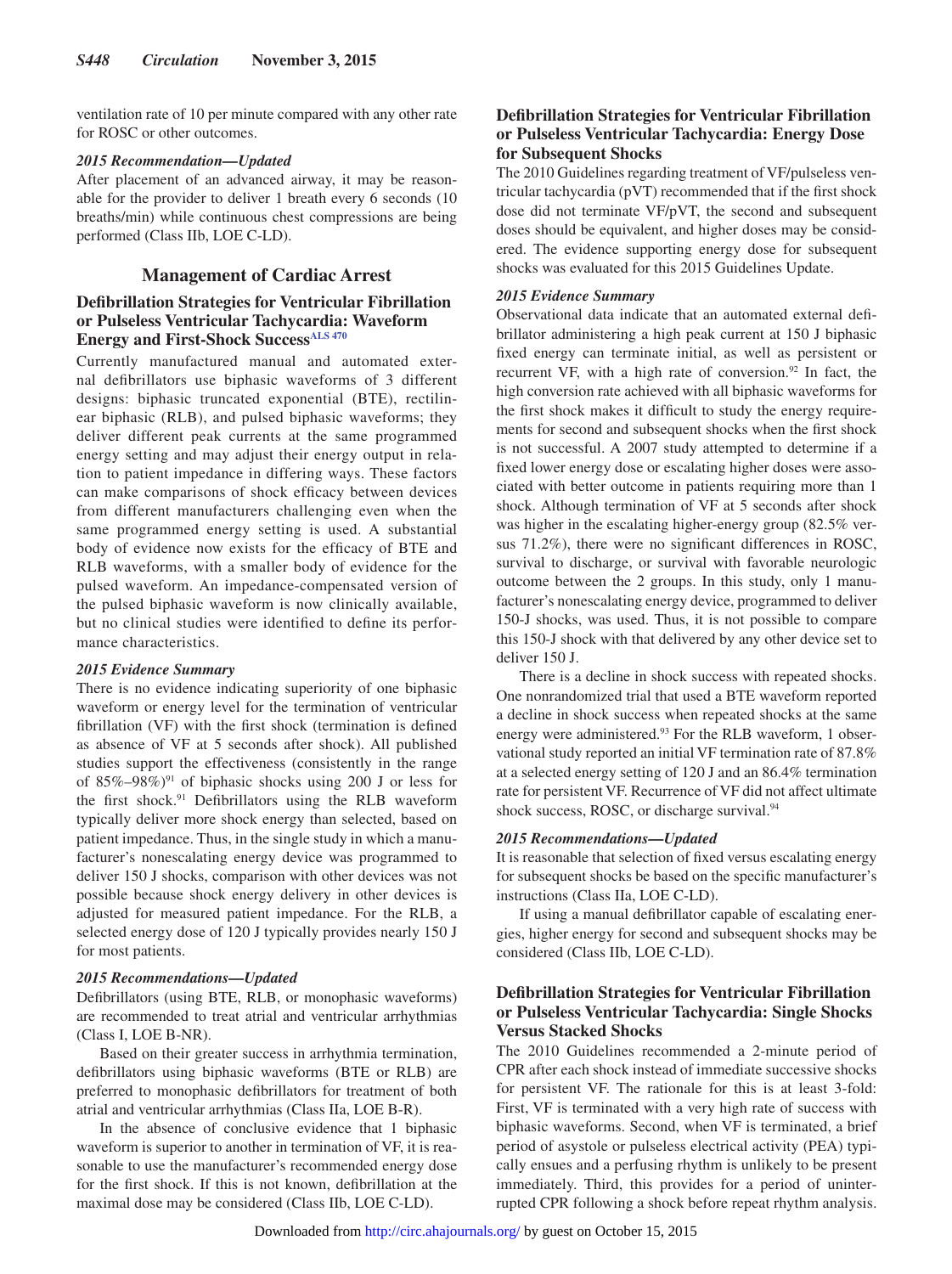ventilation rate of 10 per minute compared with any other rate for ROSC or other outcomes.

*2015 Recommendation—Updated*

After placement of an advanced airway, it may be reasonable for the provider to deliver 1 breath every 6 seconds (10 breaths/min) while continuous chest compressions are being performed (Class IIb, LOE C-LD).

## Management of Cardiac Arrest

### Defibrillation Strategies for Ventricular Fibrillation or Pulseless Ventricular Tachycardia: Waveform Energy and First-Shock Success[ALS 470]

Currently manufactured manual and automated external defibrillators use biphasic waveforms of 3 different designs: biphasic truncated exponential (BTE), rectilinear biphasic (RLB), and pulsed biphasic waveforms; they deliver different peak currents at the same programmed energy setting and may adjust their energy output in relation to patient impedance in differing ways. These factors can make comparisons of shock efficacy between devices from different manufacturers challenging even when the same programmed energy setting is used. A substantial body of evidence now exists for the efficacy of BTE and RLB waveforms, with a smaller body of evidence for the pulsed waveform. An impedance-compensated version of the pulsed biphasic waveform is now clinically available, but no clinical studies were identified to define its performance characteristics.

*2015 Evidence Summary*

There is no evidence indicating superiority of one biphasic waveform or energy level for the termination of ventricular fibrillation (VF) with the first shock (termination is defined as absence of VF at 5 seconds after shock). All published studies support the effectiveness (consistently in the range of 85%–98%)[91] of biphasic shocks using 200 J or less for the first shock.[91] Defibrillators using the RLB waveform typically deliver more shock energy than selected, based on patient impedance. Thus, in the single study in which a manufacturer's nonescalating energy device was programmed to deliver 150 J shocks, comparison with other devices was not possible because shock energy delivery in other devices is adjusted for measured patient impedance. For the RLB, a selected energy dose of 120 J typically provides nearly 150 J for most patients.

*2015 Recommendations—Updated*

Defibrillators (using BTE, RLB, or monophasic waveforms) are recommended to treat atrial and ventricular arrhythmias (Class I, LOE B-NR).

Based on their greater success in arrhythmia termination, defibrillators using biphasic waveforms (BTE or RLB) are preferred to monophasic defibrillators for treatment of both atrial and ventricular arrhythmias (Class IIa, LOE B-R).

In the absence of conclusive evidence that 1 biphasic waveform is superior to another in termination of VF, it is reasonable to use the manufacturer's recommended energy dose for the first shock. If this is not known, defibrillation at the maximal dose may be considered (Class IIb, LOE C-LD).

### Defibrillation Strategies for Ventricular Fibrillation or Pulseless Ventricular Tachycardia: Energy Dose for Subsequent Shocks

The 2010 Guidelines regarding treatment of VF/pulseless ventricular tachycardia (pVT) recommended that if the first shock dose did not terminate VF/pVT, the second and subsequent doses should be equivalent, and higher doses may be considered. The evidence supporting energy dose for subsequent shocks was evaluated for this 2015 Guidelines Update.

*2015 Evidence Summary*

Observational data indicate that an automated external defibrillator administering a high peak current at 150 J biphasic fixed energy can terminate initial, as well as persistent or recurrent VF, with a high rate of conversion.[92] In fact, the high conversion rate achieved with all biphasic waveforms for the first shock makes it difficult to study the energy requirements for second and subsequent shocks when the first shock is not successful. A 2007 study attempted to determine if a fixed lower energy dose or escalating higher doses were associated with better outcome in patients requiring more than 1 shock. Although termination of VF at 5 seconds after shock was higher in the escalating higher-energy group (82.5% versus 71.2%), there were no significant differences in ROSC, survival to discharge, or survival with favorable neurologic outcome between the 2 groups. In this study, only 1 manufacturer's nonescalating energy device, programmed to deliver 150-J shocks, was used. Thus, it is not possible to compare this 150-J shock with that delivered by any other device set to deliver 150 J.

There is a decline in shock success with repeated shocks. One nonrandomized trial that used a BTE waveform reported a decline in shock success when repeated shocks at the same energy were administered.[93] For the RLB waveform, 1 observational study reported an initial VF termination rate of 87.8% at a selected energy setting of 120 J and an 86.4% termination rate for persistent VF. Recurrence of VF did not affect ultimate shock success, ROSC, or discharge survival.[94]

*2015 Recommendations—Updated*

It is reasonable that selection of fixed versus escalating energy for subsequent shocks be based on the specific manufacturer's instructions (Class IIa, LOE C-LD).

If using a manual defibrillator capable of escalating energies, higher energy for second and subsequent shocks may be considered (Class IIb, LOE C-LD).

### Defibrillation Strategies for Ventricular Fibrillation or Pulseless Ventricular Tachycardia: Single Shocks Versus Stacked Shocks

The 2010 Guidelines recommended a 2-minute period of CPR after each shock instead of immediate successive shocks for persistent VF. The rationale for this is at least 3-fold: First, VF is terminated with a very high rate of success with biphasic waveforms. Second, when VF is terminated, a brief period of asystole or pulseless electrical activity (PEA) typically ensues and a perfusing rhythm is unlikely to be present immediately. Third, this provides for a period of uninterrupted CPR following a shock before repeat rhythm analysis.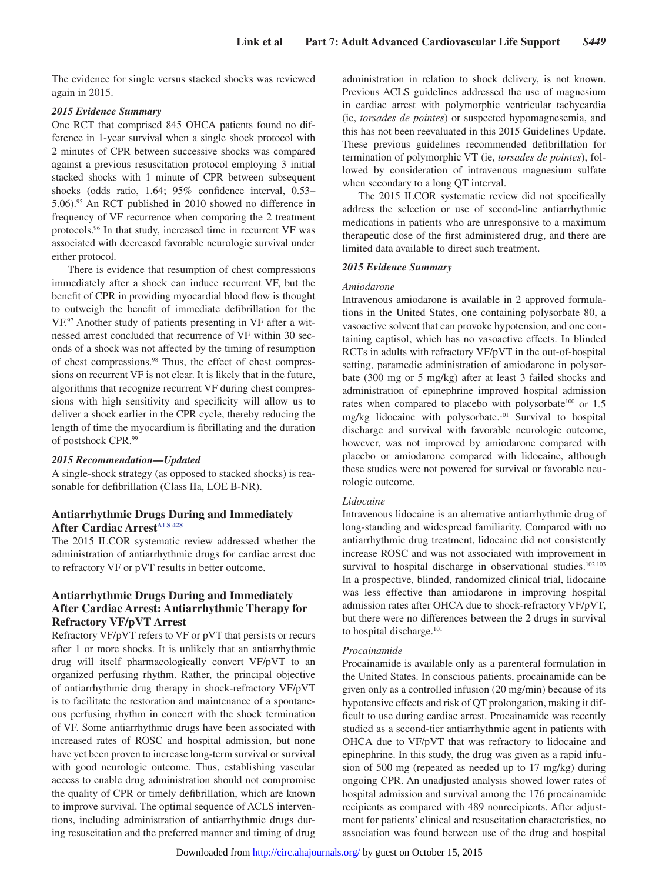The evidence for single versus stacked shocks was reviewed again in 2015.

#### *2015 Evidence Summary*

One RCT that comprised 845 OHCA patients found no difference in 1-year survival when a single shock protocol with 2 minutes of CPR between successive shocks was compared against a previous resuscitation protocol employing 3 initial stacked shocks with 1 minute of CPR between subsequent shocks (odds ratio, 1.64; 95% confidence interval, 0.53–5.06).[95] An RCT published in 2010 showed no difference in frequency of VF recurrence when comparing the 2 treatment protocols.[96] In that study, increased time in recurrent VF was associated with decreased favorable neurologic survival under either protocol.

There is evidence that resumption of chest compressions immediately after a shock can induce recurrent VF, but the benefit of CPR in providing myocardial blood flow is thought to outweigh the benefit of immediate defibrillation for the VF.[97] Another study of patients presenting in VF after a witnessed arrest concluded that recurrence of VF within 30 seconds of a shock was not affected by the timing of resumption of chest compressions.[98] Thus, the effect of chest compressions on recurrent VF is not clear. It is likely that in the future, algorithms that recognize recurrent VF during chest compressions with high sensitivity and specificity will allow us to deliver a shock earlier in the CPR cycle, thereby reducing the length of time the myocardium is fibrillating and the duration of postshock CPR.[99]

#### *2015 Recommendation—Updated*

A single-shock strategy (as opposed to stacked shocks) is reasonable for defibrillation (Class IIa, LOE B-NR).

## Antiarrhythmic Drugs During and Immediately After Cardiac Arrest[ALS 428]

The 2015 ILCOR systematic review addressed whether the administration of antiarrhythmic drugs for cardiac arrest due to refractory VF or pVT results in better outcome.

## Antiarrhythmic Drugs During and Immediately After Cardiac Arrest: Antiarrhythmic Therapy for Refractory VF/pVT Arrest

Refractory VF/pVT refers to VF or pVT that persists or recurs after 1 or more shocks. It is unlikely that an antiarrhythmic drug will itself pharmacologically convert VF/pVT to an organized perfusing rhythm. Rather, the principal objective of antiarrhythmic drug therapy in shock-refractory VF/pVT is to facilitate the restoration and maintenance of a spontaneous perfusing rhythm in concert with the shock termination of VF. Some antiarrhythmic drugs have been associated with increased rates of ROSC and hospital admission, but none have yet been proven to increase long-term survival or survival with good neurologic outcome. Thus, establishing vascular access to enable drug administration should not compromise the quality of CPR or timely defibrillation, which are known to improve survival. The optimal sequence of ACLS interventions, including administration of antiarrhythmic drugs during resuscitation and the preferred manner and timing of drug administration in relation to shock delivery, is not known. Previous ACLS guidelines addressed the use of magnesium in cardiac arrest with polymorphic ventricular tachycardia (ie, *torsades de pointes*) or suspected hypomagnesemia, and this has not been reevaluated in this 2015 Guidelines Update. These previous guidelines recommended defibrillation for termination of polymorphic VT (ie, *torsades de pointes*), followed by consideration of intravenous magnesium sulfate when secondary to a long QT interval.

The 2015 ILCOR systematic review did not specifically address the selection or use of second-line antiarrhythmic medications in patients who are unresponsive to a maximum therapeutic dose of the first administered drug, and there are limited data available to direct such treatment.

#### *2015 Evidence Summary*

*Amiodarone*

Intravenous amiodarone is available in 2 approved formulations in the United States, one containing polysorbate 80, a vasoactive solvent that can provoke hypotension, and one containing captisol, which has no vasoactive effects. In blinded RCTs in adults with refractory VF/pVT in the out-of-hospital setting, paramedic administration of amiodarone in polysorbate (300 mg or 5 mg/kg) after at least 3 failed shocks and administration of epinephrine improved hospital admission rates when compared to placebo with polysorbate[100] or 1.5 mg/kg lidocaine with polysorbate.[101] Survival to hospital discharge and survival with favorable neurologic outcome, however, was not improved by amiodarone compared with placebo or amiodarone compared with lidocaine, although these studies were not powered for survival or favorable neurologic outcome.

*Lidocaine*

Intravenous lidocaine is an alternative antiarrhythmic drug of long-standing and widespread familiarity. Compared with no antiarrhythmic drug treatment, lidocaine did not consistently increase ROSC and was not associated with improvement in survival to hospital discharge in observational studies.[102,103] In a prospective, blinded, randomized clinical trial, lidocaine was less effective than amiodarone in improving hospital admission rates after OHCA due to shock-refractory VF/pVT, but there were no differences between the 2 drugs in survival to hospital discharge.[101]

*Procainamide*

Procainamide is available only as a parenteral formulation in the United States. In conscious patients, procainamide can be given only as a controlled infusion (20 mg/min) because of its hypotensive effects and risk of QT prolongation, making it difficult to use during cardiac arrest. Procainamide was recently studied as a second-tier antiarrhythmic agent in patients with OHCA due to VF/pVT that was refractory to lidocaine and epinephrine. In this study, the drug was given as a rapid infusion of 500 mg (repeated as needed up to 17 mg/kg) during ongoing CPR. An unadjusted analysis showed lower rates of hospital admission and survival among the 176 procainamide recipients as compared with 489 nonrecipients. After adjustment for patients' clinical and resuscitation characteristics, no association was found between use of the drug and hospital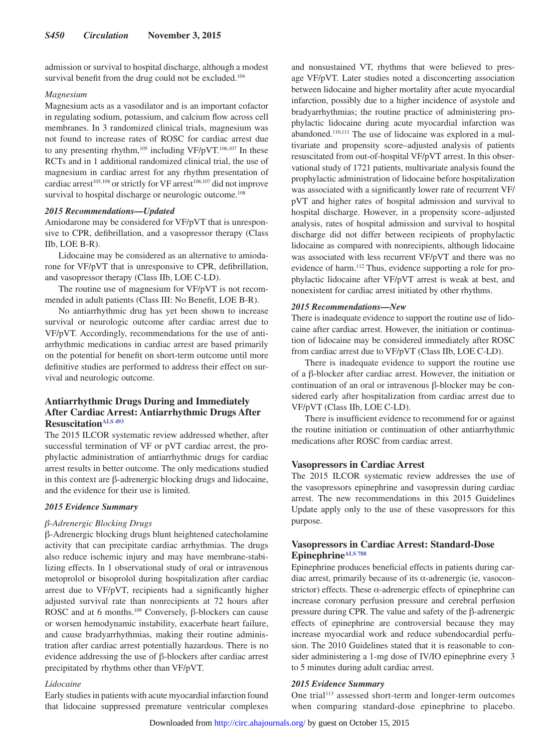admission or survival to hospital discharge, although a modest survival benefit from the drug could not be excluded.[104]

*Magnesium*

Magnesium acts as a vasodilator and is an important cofactor in regulating sodium, potassium, and calcium flow across cell membranes. In 3 randomized clinical trials, magnesium was not found to increase rates of ROSC for cardiac arrest due to any presenting rhythm,[105] including VF/pVT.[106,107] In these RCTs and in 1 additional randomized clinical trial, the use of magnesium in cardiac arrest for any rhythm presentation of cardiac arrest[105,108] or strictly for VF arrest[106,107] did not improve survival to hospital discharge or neurologic outcome.[108]

***2015 Recommendations—Updated***

Amiodarone may be considered for VF/pVT that is unresponsive to CPR, defibrillation, and a vasopressor therapy (Class IIb, LOE B-R).

Lidocaine may be considered as an alternative to amiodarone for VF/pVT that is unresponsive to CPR, defibrillation, and vasopressor therapy (Class IIb, LOE C-LD).

The routine use of magnesium for VF/pVT is not recommended in adult patients (Class III: No Benefit, LOE B-R).

No antiarrhythmic drug has yet been shown to increase survival or neurologic outcome after cardiac arrest due to VF/pVT. Accordingly, recommendations for the use of antiarrhythmic medications in cardiac arrest are based primarily on the potential for benefit on short-term outcome until more definitive studies are performed to address their effect on survival and neurologic outcome.

## Antiarrhythmic Drugs During and Immediately After Cardiac Arrest: Antiarrhythmic Drugs After Resuscitation[ALS 493]

The 2015 ILCOR systematic review addressed whether, after successful termination of VF or pVT cardiac arrest, the prophylactic administration of antiarrhythmic drugs for cardiac arrest results in better outcome. The only medications studied in this context are β-adrenergic blocking drugs and lidocaine, and the evidence for their use is limited.

***2015 Evidence Summary***

*β-Adrenergic Blocking Drugs*

β-Adrenergic blocking drugs blunt heightened catecholamine activity that can precipitate cardiac arrhythmias. The drugs also reduce ischemic injury and may have membrane-stabilizing effects. In 1 observational study of oral or intravenous metoprolol or bisoprolol during hospitalization after cardiac arrest due to VF/pVT, recipients had a significantly higher adjusted survival rate than nonrecipients at 72 hours after ROSC and at 6 months.[109] Conversely, β-blockers can cause or worsen hemodynamic instability, exacerbate heart failure, and cause bradyarrhythmias, making their routine administration after cardiac arrest potentially hazardous. There is no evidence addressing the use of β-blockers after cardiac arrest precipitated by rhythms other than VF/pVT.

*Lidocaine*

Early studies in patients with acute myocardial infarction found that lidocaine suppressed premature ventricular complexes and nonsustained VT, rhythms that were believed to presage VF/pVT. Later studies noted a disconcerting association between lidocaine and higher mortality after acute myocardial infarction, possibly due to a higher incidence of asystole and bradyarrhythmias; the routine practice of administering prophylactic lidocaine during acute myocardial infarction was abandoned.[110,111] The use of lidocaine was explored in a multivariate and propensity score–adjusted analysis of patients resuscitated from out-of-hospital VF/pVT arrest. In this observational study of 1721 patients, multivariate analysis found the prophylactic administration of lidocaine before hospitalization was associated with a significantly lower rate of recurrent VF/pVT and higher rates of hospital admission and survival to hospital discharge. However, in a propensity score–adjusted analysis, rates of hospital admission and survival to hospital discharge did not differ between recipients of prophylactic lidocaine as compared with nonrecipients, although lidocaine was associated with less recurrent VF/pVT and there was no evidence of harm.[112] Thus, evidence supporting a role for prophylactic lidocaine after VF/pVT arrest is weak at best, and nonexistent for cardiac arrest initiated by other rhythms.

***2015 Recommendations—New***

There is inadequate evidence to support the routine use of lidocaine after cardiac arrest. However, the initiation or continuation of lidocaine may be considered immediately after ROSC from cardiac arrest due to VF/pVT (Class IIb, LOE C-LD).

There is inadequate evidence to support the routine use of a β-blocker after cardiac arrest. However, the initiation or continuation of an oral or intravenous β-blocker may be considered early after hospitalization from cardiac arrest due to VF/pVT (Class IIb, LOE C-LD).

There is insufficient evidence to recommend for or against the routine initiation or continuation of other antiarrhythmic medications after ROSC from cardiac arrest.

## Vasopressors in Cardiac Arrest

The 2015 ILCOR systematic review addresses the use of the vasopressors epinephrine and vasopressin during cardiac arrest. The new recommendations in this 2015 Guidelines Update apply only to the use of these vasopressors for this purpose.

## Vasopressors in Cardiac Arrest: Standard-Dose Epinephrine[ALS 788]

Epinephrine produces beneficial effects in patients during cardiac arrest, primarily because of its α-adrenergic (ie, vasoconstrictor) effects. These α-adrenergic effects of epinephrine can increase coronary perfusion pressure and cerebral perfusion pressure during CPR. The value and safety of the β-adrenergic effects of epinephrine are controversial because they may increase myocardial work and reduce subendocardial perfusion. The 2010 Guidelines stated that it is reasonable to consider administering a 1-mg dose of IV/IO epinephrine every 3 to 5 minutes during adult cardiac arrest.

***2015 Evidence Summary***

One trial[113] assessed short-term and longer-term outcomes when comparing standard-dose epinephrine to placebo.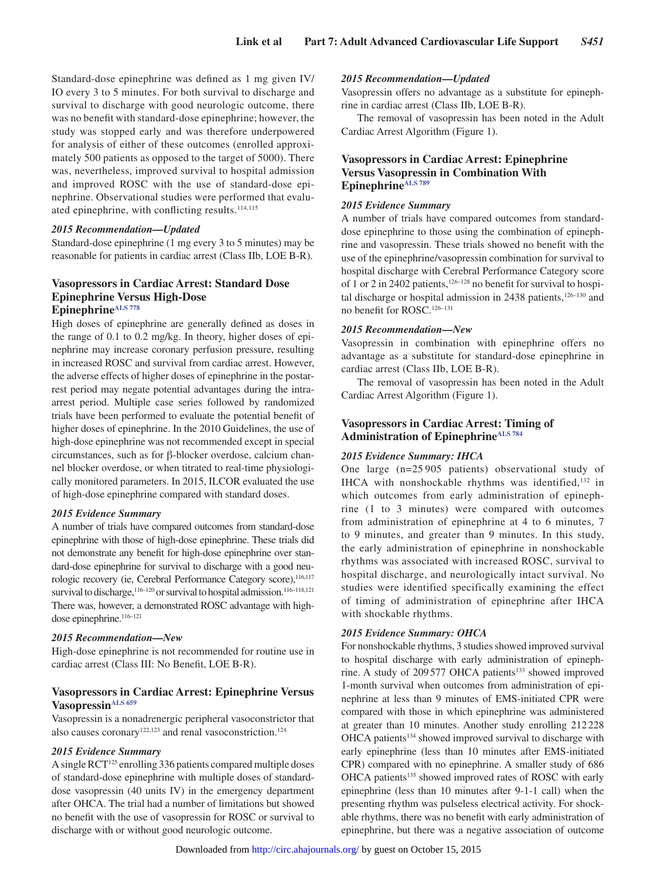Standard-dose epinephrine was defined as 1 mg given IV/IO every 3 to 5 minutes. For both survival to discharge and survival to discharge with good neurologic outcome, there was no benefit with standard-dose epinephrine; however, the study was stopped early and was therefore underpowered for analysis of either of these outcomes (enrolled approximately 500 patients as opposed to the target of 5000). There was, nevertheless, improved survival to hospital admission and improved ROSC with the use of standard-dose epinephrine. Observational studies were performed that evaluated epinephrine, with conflicting results.[114,115]

#### 2015 Recommendation—Updated

Standard-dose epinephrine (1 mg every 3 to 5 minutes) may be reasonable for patients in cardiac arrest (Class IIb, LOE B-R).

### Vasopressors in Cardiac Arrest: Standard Dose Epinephrine Versus High-Dose Epinephrine[ALS 778]

High doses of epinephrine are generally defined as doses in the range of 0.1 to 0.2 mg/kg. In theory, higher doses of epinephrine may increase coronary perfusion pressure, resulting in increased ROSC and survival from cardiac arrest. However, the adverse effects of higher doses of epinephrine in the postarrest period may negate potential advantages during the intra-arrest period. Multiple case series followed by randomized trials have been performed to evaluate the potential benefit of higher doses of epinephrine. In the 2010 Guidelines, the use of high-dose epinephrine was not recommended except in special circumstances, such as for β-blocker overdose, calcium channel blocker overdose, or when titrated to real-time physiologically monitored parameters. In 2015, ILCOR evaluated the use of high-dose epinephrine compared with standard doses.

#### 2015 Evidence Summary

A number of trials have compared outcomes from standard-dose epinephrine with those of high-dose epinephrine. These trials did not demonstrate any benefit for high-dose epinephrine over standard-dose epinephrine for survival to discharge with a good neurologic recovery (ie, Cerebral Performance Category score),[116,117] survival to discharge,[116–120] or survival to hospital admission.[116–118,121] There was, however, a demonstrated ROSC advantage with high-dose epinephrine.[116–121]

#### 2015 Recommendation—New

High-dose epinephrine is not recommended for routine use in cardiac arrest (Class III: No Benefit, LOE B-R).

### Vasopressors in Cardiac Arrest: Epinephrine Versus Vasopressin[ALS 659]

Vasopressin is a nonadrenergic peripheral vasoconstrictor that also causes coronary[122,123] and renal vasoconstriction.[124]

#### 2015 Evidence Summary

A single RCT[125] enrolling 336 patients compared multiple doses of standard-dose epinephrine with multiple doses of standard-dose vasopressin (40 units IV) in the emergency department after OHCA. The trial had a number of limitations but showed no benefit with the use of vasopressin for ROSC or survival to discharge with or without good neurologic outcome.

#### 2015 Recommendation—Updated

Vasopressin offers no advantage as a substitute for epinephrine in cardiac arrest (Class IIb, LOE B-R).

The removal of vasopressin has been noted in the Adult Cardiac Arrest Algorithm (Figure 1).

### Vasopressors in Cardiac Arrest: Epinephrine Versus Vasopressin in Combination With Epinephrine[ALS 789]

#### 2015 Evidence Summary

A number of trials have compared outcomes from standard-dose epinephrine to those using the combination of epinephrine and vasopressin. These trials showed no benefit with the use of the epinephrine/vasopressin combination for survival to hospital discharge with Cerebral Performance Category score of 1 or 2 in 2402 patients,[126–128] no benefit for survival to hospital discharge or hospital admission in 2438 patients,[126–130] and no benefit for ROSC.[126–131]

#### 2015 Recommendation—New

Vasopressin in combination with epinephrine offers no advantage as a substitute for standard-dose epinephrine in cardiac arrest (Class IIb, LOE B-R).

The removal of vasopressin has been noted in the Adult Cardiac Arrest Algorithm (Figure 1).

### Vasopressors in Cardiac Arrest: Timing of Administration of Epinephrine[ALS 784]

#### 2015 Evidence Summary: IHCA

One large (n=25 905 patients) observational study of IHCA with nonshockable rhythms was identified,[132] in which outcomes from early administration of epinephrine (1 to 3 minutes) were compared with outcomes from administration of epinephrine at 4 to 6 minutes, 7 to 9 minutes, and greater than 9 minutes. In this study, the early administration of epinephrine in nonshockable rhythms was associated with increased ROSC, survival to hospital discharge, and neurologically intact survival. No studies were identified specifically examining the effect of timing of administration of epinephrine after IHCA with shockable rhythms.

#### 2015 Evidence Summary: OHCA

For nonshockable rhythms, 3 studies showed improved survival to hospital discharge with early administration of epinephrine. A study of 209 577 OHCA patients[133] showed improved 1-month survival when outcomes from administration of epinephrine at less than 9 minutes of EMS-initiated CPR were compared with those in which epinephrine was administered at greater than 10 minutes. Another study enrolling 212 228 OHCA patients[134] showed improved survival to discharge with early epinephrine (less than 10 minutes after EMS-initiated CPR) compared with no epinephrine. A smaller study of 686 OHCA patients[135] showed improved rates of ROSC with early epinephrine (less than 10 minutes after 9-1-1 call) when the presenting rhythm was pulseless electrical activity. For shockable rhythms, there was no benefit with early administration of epinephrine, but there was a negative association of outcome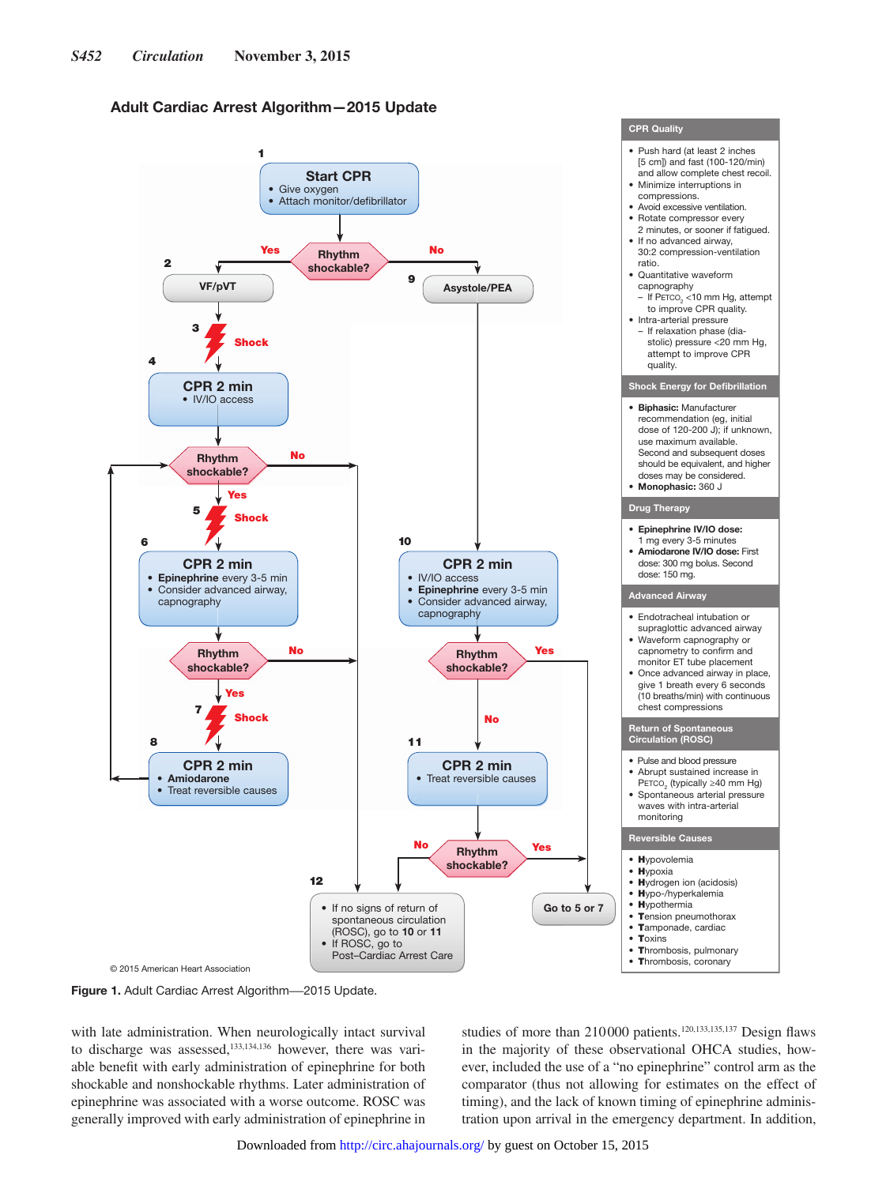## Adult Cardiac Arrest Algorithm—2015 Update

**1** **Start CPR**
- Give oxygen
- Attach monitor/defibrillator

**Rhythm shockable?** — Yes → 2; No → 9

**2** VF/pVT

**3** Shock

**4** **CPR 2 min**
- IV/IO access

**Rhythm shockable?** — No → 12; Yes → 5

**5** Shock

**6** **CPR 2 min**
- **Epinephrine** every 3-5 min
- Consider advanced airway, capnography

**Rhythm shockable?** — No → 12; Yes → 7

**7** Shock

**8** **CPR 2 min**
- **Amiodarone**
- Treat reversible causes

**9** Asystole/PEA

**10** **CPR 2 min**
- IV/IO access
- **Epinephrine** every 3-5 min
- Consider advanced airway, capnography

**Rhythm shockable?** — Yes → Go to 5 or 7; No → 11

**11** **CPR 2 min**
- Treat reversible causes

**Rhythm shockable?** — No → 12; Yes → Go to 5 or 7

**12**
- If no signs of return of spontaneous circulation (ROSC), go to **10** or **11**
- If ROSC, go to Post–Cardiac Arrest Care

Go to 5 or 7

**CPR Quality**
- Push hard (at least 2 inches [5 cm]) and fast (100-120/min) and allow complete chest recoil.
- Minimize interruptions in compressions.
- Avoid excessive ventilation.
- Rotate compressor every 2 minutes, or sooner if fatigued.
- If no advanced airway, 30:2 compression-ventilation ratio.
- Quantitative waveform capnography
  - If $P_{ETCO_2}$ <10 mm Hg, attempt to improve CPR quality.
- Intra-arterial pressure
  - If relaxation phase (diastolic) pressure <20 mm Hg, attempt to improve CPR quality.

**Shock Energy for Defibrillation**
- **Biphasic:** Manufacturer recommendation (eg, initial dose of 120-200 J); if unknown, use maximum available. Second and subsequent doses should be equivalent, and higher doses may be considered.
- **Monophasic:** 360 J

**Drug Therapy**
- **Epinephrine IV/IO dose:** 1 mg every 3-5 minutes
- **Amiodarone IV/IO dose:** First dose: 300 mg bolus. Second dose: 150 mg.

**Advanced Airway**
- Endotracheal intubation or supraglottic advanced airway
- Waveform capnography or capnometry to confirm and monitor ET tube placement
- Once advanced airway in place, give 1 breath every 6 seconds (10 breaths/min) with continuous chest compressions

**Return of Spontaneous Circulation (ROSC)**
- Pulse and blood pressure
- Abrupt sustained increase in $P_{ETCO_2}$ (typically ≥40 mm Hg)
- Spontaneous arterial pressure waves with intra-arterial monitoring

**Reversible Causes**
- **H**ypovolemia
- **H**ypoxia
- **H**ydrogen ion (acidosis)
- **H**ypo-/hyperkalemia
- **H**ypothermia
- **T**ension pneumothorax
- **T**amponade, cardiac
- **T**oxins
- **T**hrombosis, pulmonary
- **T**hrombosis, coronary

© 2015 American Heart Association

**Figure 1.** Adult Cardiac Arrest Algorithm—2015 Update.

with late administration. When neurologically intact survival to discharge was assessed,[133,134,136] however, there was variable benefit with early administration of epinephrine for both shockable and nonshockable rhythms. Later administration of epinephrine was associated with a worse outcome. ROSC was generally improved with early administration of epinephrine in studies of more than 210000 patients.[120,133,135,137] Design flaws in the majority of these observational OHCA studies, however, included the use of a "no epinephrine" control arm as the comparator (thus not allowing for estimates on the effect of timing), and the lack of known timing of epinephrine administration upon arrival in the emergency department. In addition,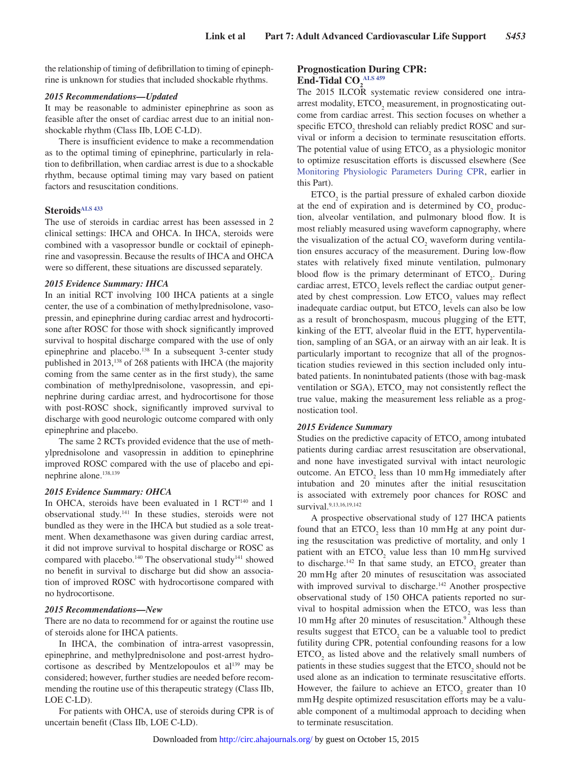the relationship of timing of defibrillation to timing of epinephrine is unknown for studies that included shockable rhythms.

#### *2015 Recommendations—Updated*

It may be reasonable to administer epinephrine as soon as feasible after the onset of cardiac arrest due to an initial nonshockable rhythm (Class IIb, LOE C-LD).

There is insufficient evidence to make a recommendation as to the optimal timing of epinephrine, particularly in relation to defibrillation, when cardiac arrest is due to a shockable rhythm, because optimal timing may vary based on patient factors and resuscitation conditions.

### Steroids[ALS 433]

The use of steroids in cardiac arrest has been assessed in 2 clinical settings: IHCA and OHCA. In IHCA, steroids were combined with a vasopressor bundle or cocktail of epinephrine and vasopressin. Because the results of IHCA and OHCA were so different, these situations are discussed separately.

#### *2015 Evidence Summary: IHCA*

In an initial RCT involving 100 IHCA patients at a single center, the use of a combination of methylprednisolone, vasopressin, and epinephrine during cardiac arrest and hydrocortisone after ROSC for those with shock significantly improved survival to hospital discharge compared with the use of only epinephrine and placebo.[138] In a subsequent 3-center study published in 2013,[138] of 268 patients with IHCA (the majority coming from the same center as in the first study), the same combination of methylprednisolone, vasopressin, and epinephrine during cardiac arrest, and hydrocortisone for those with post-ROSC shock, significantly improved survival to discharge with good neurologic outcome compared with only epinephrine and placebo.

The same 2 RCTs provided evidence that the use of methylprednisolone and vasopressin in addition to epinephrine improved ROSC compared with the use of placebo and epinephrine alone.[138,139]

#### *2015 Evidence Summary: OHCA*

In OHCA, steroids have been evaluated in 1 RCT[140] and 1 observational study.[141] In these studies, steroids were not bundled as they were in the IHCA but studied as a sole treatment. When dexamethasone was given during cardiac arrest, it did not improve survival to hospital discharge or ROSC as compared with placebo.[140] The observational study[141] showed no benefit in survival to discharge but did show an association of improved ROSC with hydrocortisone compared with no hydrocortisone.

#### *2015 Recommendations—New*

There are no data to recommend for or against the routine use of steroids alone for IHCA patients.

In IHCA, the combination of intra-arrest vasopressin, epinephrine, and methylprednisolone and post-arrest hydrocortisone as described by Mentzelopoulos et al[139] may be considered; however, further studies are needed before recommending the routine use of this therapeutic strategy (Class IIb, LOE C-LD).

For patients with OHCA, use of steroids during CPR is of uncertain benefit (Class IIb, LOE C-LD).

### Prognostication During CPR: End-Tidal $CO_2$[ALS 459]

The 2015 ILCOR systematic review considered one intra-arrest modality, $ETCO_2$ measurement, in prognosticating outcome from cardiac arrest. This section focuses on whether a specific $ETCO_2$ threshold can reliably predict ROSC and survival or inform a decision to terminate resuscitation efforts. The potential value of using $ETCO_2$ as a physiologic monitor to optimize resuscitation efforts is discussed elsewhere (See Monitoring Physiologic Parameters During CPR, earlier in this Part).

$ETCO_2$ is the partial pressure of exhaled carbon dioxide at the end of expiration and is determined by $CO_2$ production, alveolar ventilation, and pulmonary blood flow. It is most reliably measured using waveform capnography, where the visualization of the actual $CO_2$ waveform during ventilation ensures accuracy of the measurement. During low-flow states with relatively fixed minute ventilation, pulmonary blood flow is the primary determinant of $ETCO_2$. During cardiac arrest, $ETCO_2$ levels reflect the cardiac output generated by chest compression. Low $ETCO_2$ values may reflect inadequate cardiac output, but $ETCO_2$ levels can also be low as a result of bronchospasm, mucous plugging of the ETT, kinking of the ETT, alveolar fluid in the ETT, hyperventilation, sampling of an SGA, or an airway with an air leak. It is particularly important to recognize that all of the prognostication studies reviewed in this section included only intubated patients. In nonintubated patients (those with bag-mask ventilation or SGA), $ETCO_2$ may not consistently reflect the true value, making the measurement less reliable as a prognostication tool.

#### *2015 Evidence Summary*

Studies on the predictive capacity of $ETCO_2$ among intubated patients during cardiac arrest resuscitation are observational, and none have investigated survival with intact neurologic outcome. An $ETCO_2$ less than 10 mm Hg immediately after intubation and 20 minutes after the initial resuscitation is associated with extremely poor chances for ROSC and survival.[9,13,16,19,142]

A prospective observational study of 127 IHCA patients found that an $ETCO_2$ less than 10 mm Hg at any point during the resuscitation was predictive of mortality, and only 1 patient with an $ETCO_2$ value less than 10 mm Hg survived to discharge.[142] In that same study, an $ETCO_2$ greater than 20 mm Hg after 20 minutes of resuscitation was associated with improved survival to discharge.[142] Another prospective observational study of 150 OHCA patients reported no survival to hospital admission when the $ETCO_2$ was less than 10 mm Hg after 20 minutes of resuscitation.[9] Although these results suggest that $ETCO_2$ can be a valuable tool to predict futility during CPR, potential confounding reasons for a low $ETCO_2$ as listed above and the relatively small numbers of patients in these studies suggest that the $ETCO_2$ should not be used alone as an indication to terminate resuscitative efforts. However, the failure to achieve an $ETCO_2$ greater than 10 mm Hg despite optimized resuscitation efforts may be a valuable component of a multimodal approach to deciding when to terminate resuscitation.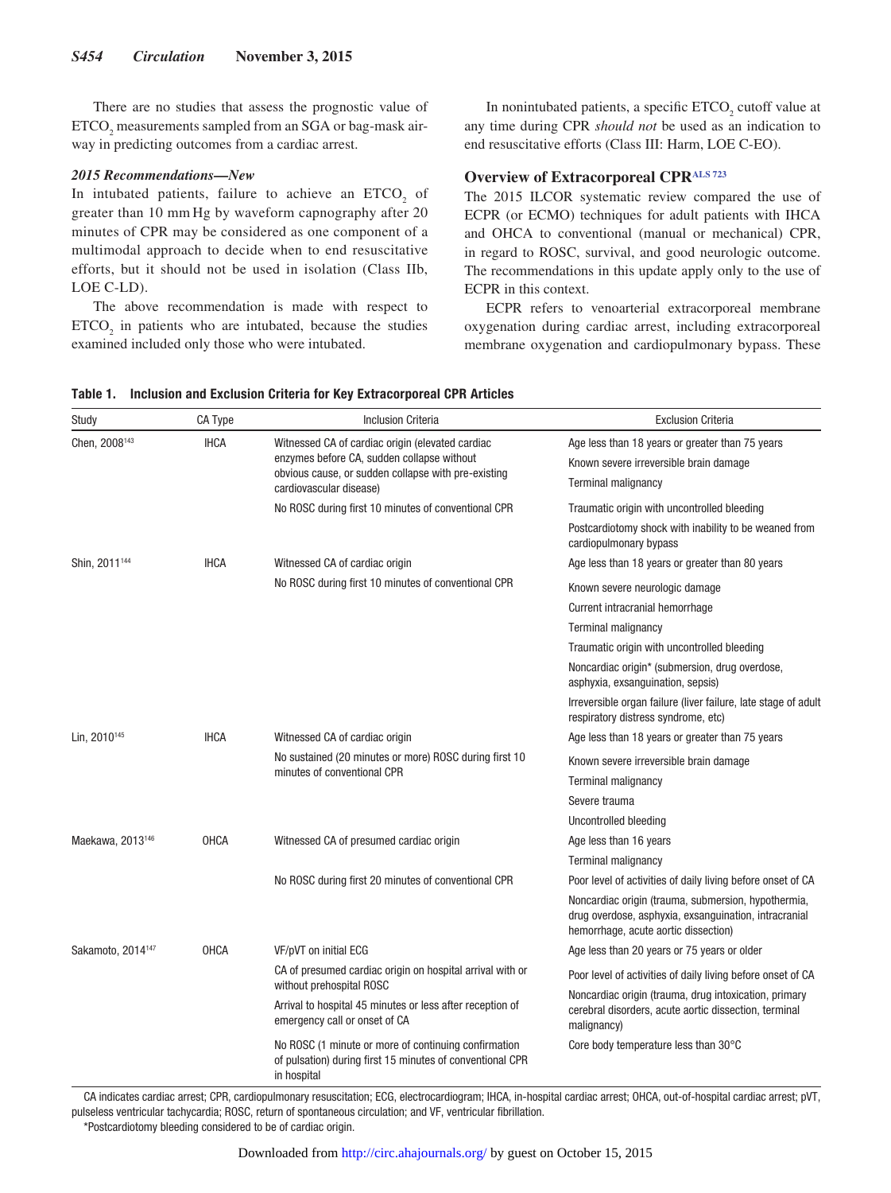There are no studies that assess the prognostic value of $ETCO_2$ measurements sampled from an SGA or bag-mask airway in predicting outcomes from a cardiac arrest.

### *2015 Recommendations—New*

In intubated patients, failure to achieve an $ETCO_2$ of greater than 10 mm Hg by waveform capnography after 20 minutes of CPR may be considered as one component of a multimodal approach to decide when to end resuscitative efforts, but it should not be used in isolation (Class IIb, LOE C-LD).

The above recommendation is made with respect to $ETCO_2$ in patients who are intubated, because the studies examined included only those who were intubated.

In nonintubated patients, a specific $ETCO_2$ cutoff value at any time during CPR *should not* be used as an indication to end resuscitative efforts (Class III: Harm, LOE C-EO).

## Overview of Extracorporeal CPR[ALS 723]

The 2015 ILCOR systematic review compared the use of ECPR (or ECMO) techniques for adult patients with IHCA and OHCA to conventional (manual or mechanical) CPR, in regard to ROSC, survival, and good neurologic outcome. The recommendations in this update apply only to the use of ECPR in this context.

ECPR refers to venoarterial extracorporeal membrane oxygenation during cardiac arrest, including extracorporeal membrane oxygenation and cardiopulmonary bypass. These

**Table 1. Inclusion and Exclusion Criteria for Key Extracorporeal CPR Articles**

| Study | CA Type | Inclusion Criteria | Exclusion Criteria |
|---|---|---|---|
| Chen, 2008[143] | IHCA | Witnessed CA of cardiac origin (elevated cardiac enzymes before CA, sudden collapse without obvious cause, or sudden collapse with pre-existing cardiovascular disease) | Age less than 18 years or greater than 75 years |
| | | | Known severe irreversible brain damage |
| | | | Terminal malignancy |
| | | No ROSC during first 10 minutes of conventional CPR | Traumatic origin with uncontrolled bleeding |
| | | | Postcardiotomy shock with inability to be weaned from cardiopulmonary bypass |
| Shin, 2011[144] | IHCA | Witnessed CA of cardiac origin | Age less than 18 years or greater than 80 years |
| | | No ROSC during first 10 minutes of conventional CPR | Known severe neurologic damage |
| | | | Current intracranial hemorrhage |
| | | | Terminal malignancy |
| | | | Traumatic origin with uncontrolled bleeding |
| | | | Noncardiac origin* (submersion, drug overdose, asphyxia, exsanguination, sepsis) |
| | | | Irreversible organ failure (liver failure, late stage of adult respiratory distress syndrome, etc) |
| Lin, 2010[145] | IHCA | Witnessed CA of cardiac origin | Age less than 18 years or greater than 75 years |
| | | No sustained (20 minutes or more) ROSC during first 10 minutes of conventional CPR | Known severe irreversible brain damage |
| | | | Terminal malignancy |
| | | | Severe trauma |
| | | | Uncontrolled bleeding |
| Maekawa, 2013[146] | OHCA | Witnessed CA of presumed cardiac origin | Age less than 16 years |
| | | | Terminal malignancy |
| | | No ROSC during first 20 minutes of conventional CPR | Poor level of activities of daily living before onset of CA |
| | | | Noncardiac origin (trauma, submersion, hypothermia, drug overdose, asphyxia, exsanguination, intracranial hemorrhage, acute aortic dissection) |
| Sakamoto, 2014[147] | OHCA | VF/pVT on initial ECG | Age less than 20 years or 75 years or older |
| | | CA of presumed cardiac origin on hospital arrival with or without prehospital ROSC | Poor level of activities of daily living before onset of CA |
| | | Arrival to hospital 45 minutes or less after reception of emergency call or onset of CA | Noncardiac origin (trauma, drug intoxication, primary cerebral disorders, acute aortic dissection, terminal malignancy) |
| | | No ROSC (1 minute or more of continuing confirmation of pulsation) during first 15 minutes of conventional CPR in hospital | Core body temperature less than 30°C |

CA indicates cardiac arrest; CPR, cardiopulmonary resuscitation; ECG, electrocardiogram; IHCA, in-hospital cardiac arrest; OHCA, out-of-hospital cardiac arrest; pVT, pulseless ventricular tachycardia; ROSC, return of spontaneous circulation; and VF, ventricular fibrillation.

*Postcardiotomy bleeding considered to be of cardiac origin.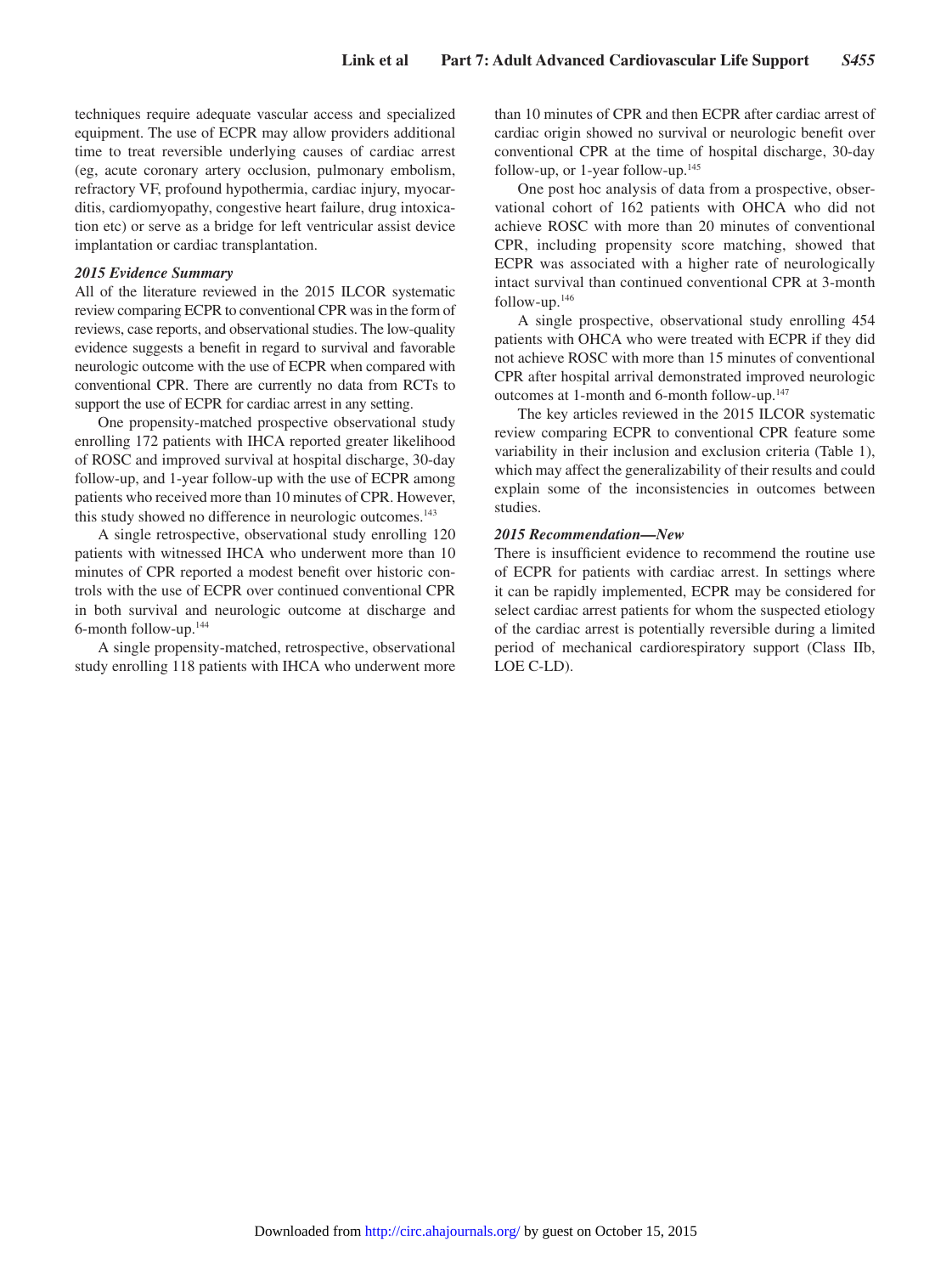techniques require adequate vascular access and specialized equipment. The use of ECPR may allow providers additional time to treat reversible underlying causes of cardiac arrest (eg, acute coronary artery occlusion, pulmonary embolism, refractory VF, profound hypothermia, cardiac injury, myocarditis, cardiomyopathy, congestive heart failure, drug intoxication etc) or serve as a bridge for left ventricular assist device implantation or cardiac transplantation.

#### *2015 Evidence Summary*

All of the literature reviewed in the 2015 ILCOR systematic review comparing ECPR to conventional CPR was in the form of reviews, case reports, and observational studies. The low-quality evidence suggests a benefit in regard to survival and favorable neurologic outcome with the use of ECPR when compared with conventional CPR. There are currently no data from RCTs to support the use of ECPR for cardiac arrest in any setting.

One propensity-matched prospective observational study enrolling 172 patients with IHCA reported greater likelihood of ROSC and improved survival at hospital discharge, 30-day follow-up, and 1-year follow-up with the use of ECPR among patients who received more than 10 minutes of CPR. However, this study showed no difference in neurologic outcomes.[143]

A single retrospective, observational study enrolling 120 patients with witnessed IHCA who underwent more than 10 minutes of CPR reported a modest benefit over historic controls with the use of ECPR over continued conventional CPR in both survival and neurologic outcome at discharge and 6-month follow-up.[144]

A single propensity-matched, retrospective, observational study enrolling 118 patients with IHCA who underwent more than 10 minutes of CPR and then ECPR after cardiac arrest of cardiac origin showed no survival or neurologic benefit over conventional CPR at the time of hospital discharge, 30-day follow-up, or 1-year follow-up.[145]

One post hoc analysis of data from a prospective, observational cohort of 162 patients with OHCA who did not achieve ROSC with more than 20 minutes of conventional CPR, including propensity score matching, showed that ECPR was associated with a higher rate of neurologically intact survival than continued conventional CPR at 3-month follow-up.[146]

A single prospective, observational study enrolling 454 patients with OHCA who were treated with ECPR if they did not achieve ROSC with more than 15 minutes of conventional CPR after hospital arrival demonstrated improved neurologic outcomes at 1-month and 6-month follow-up.[147]

The key articles reviewed in the 2015 ILCOR systematic review comparing ECPR to conventional CPR feature some variability in their inclusion and exclusion criteria (Table 1), which may affect the generalizability of their results and could explain some of the inconsistencies in outcomes between studies.

#### *2015 Recommendation—New*

There is insufficient evidence to recommend the routine use of ECPR for patients with cardiac arrest. In settings where it can be rapidly implemented, ECPR may be considered for select cardiac arrest patients for whom the suspected etiology of the cardiac arrest is potentially reversible during a limited period of mechanical cardiorespiratory support (Class IIb, LOE C-LD).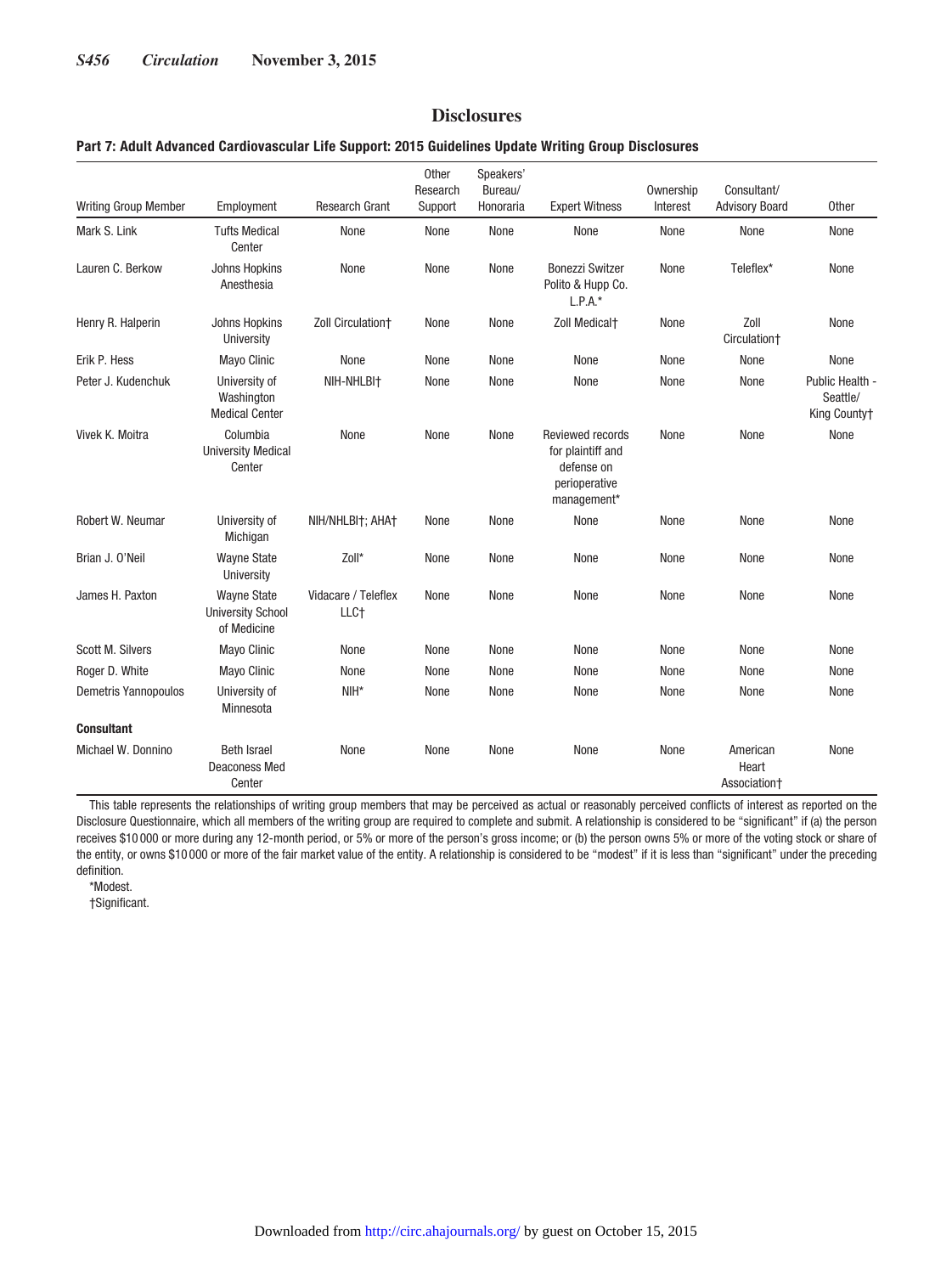## Disclosures

**Part 7: Adult Advanced Cardiovascular Life Support: 2015 Guidelines Update Writing Group Disclosures**

| Writing Group Member | Employment | Research Grant | Other Research Support | Speakers' Bureau/ Honoraria | Expert Witness | Ownership Interest | Consultant/ Advisory Board | Other |
|---|---|---|---|---|---|---|---|---|
| Mark S. Link | Tufts Medical Center | None | None | None | None | None | None | None |
| Lauren C. Berkow | Johns Hopkins Anesthesia | None | None | None | Bonezzi Switzer Polito & Hupp Co. L.P.A.* | None | Teleflex* | None |
| Henry R. Halperin | Johns Hopkins University | Zoll Circulation† | None | None | Zoll Medical† | None | Zoll Circulation† | None |
| Erik P. Hess | Mayo Clinic | None | None | None | None | None | None | None |
| Peter J. Kudenchuk | University of Washington Medical Center | NIH-NHLBI† | None | None | None | None | None | Public Health - Seattle/ King County† |
| Vivek K. Moitra | Columbia University Medical Center | None | None | None | Reviewed records for plaintiff and defense on perioperative management* | None | None | None |
| Robert W. Neumar | University of Michigan | NIH/NHLBI†; AHA† | None | None | None | None | None | None |
| Brian J. O'Neil | Wayne State University | Zoll* | None | None | None | None | None | None |
| James H. Paxton | Wayne State University School of Medicine | Vidacare / Teleflex LLC† | None | None | None | None | None | None |
| Scott M. Silvers | Mayo Clinic | None | None | None | None | None | None | None |
| Roger D. White | Mayo Clinic | None | None | None | None | None | None | None |
| Demetris Yannopoulos | University of Minnesota | NIH* | None | None | None | None | None | None |
| **Consultant** | | | | | | | | |
| Michael W. Donnino | Beth Israel Deaconess Med Center | None | None | None | None | None | American Heart Association† | None |

This table represents the relationships of writing group members that may be perceived as actual or reasonably perceived conflicts of interest as reported on the Disclosure Questionnaire, which all members of the writing group are required to complete and submit. A relationship is considered to be "significant" if (a) the person receives $10 000 or more during any 12-month period, or 5% or more of the person's gross income; or (b) the person owns 5% or more of the voting stock or share of the entity, or owns $10 000 or more of the fair market value of the entity. A relationship is considered to be "modest" if it is less than "significant" under the preceding definition.

*Modest.

†Significant.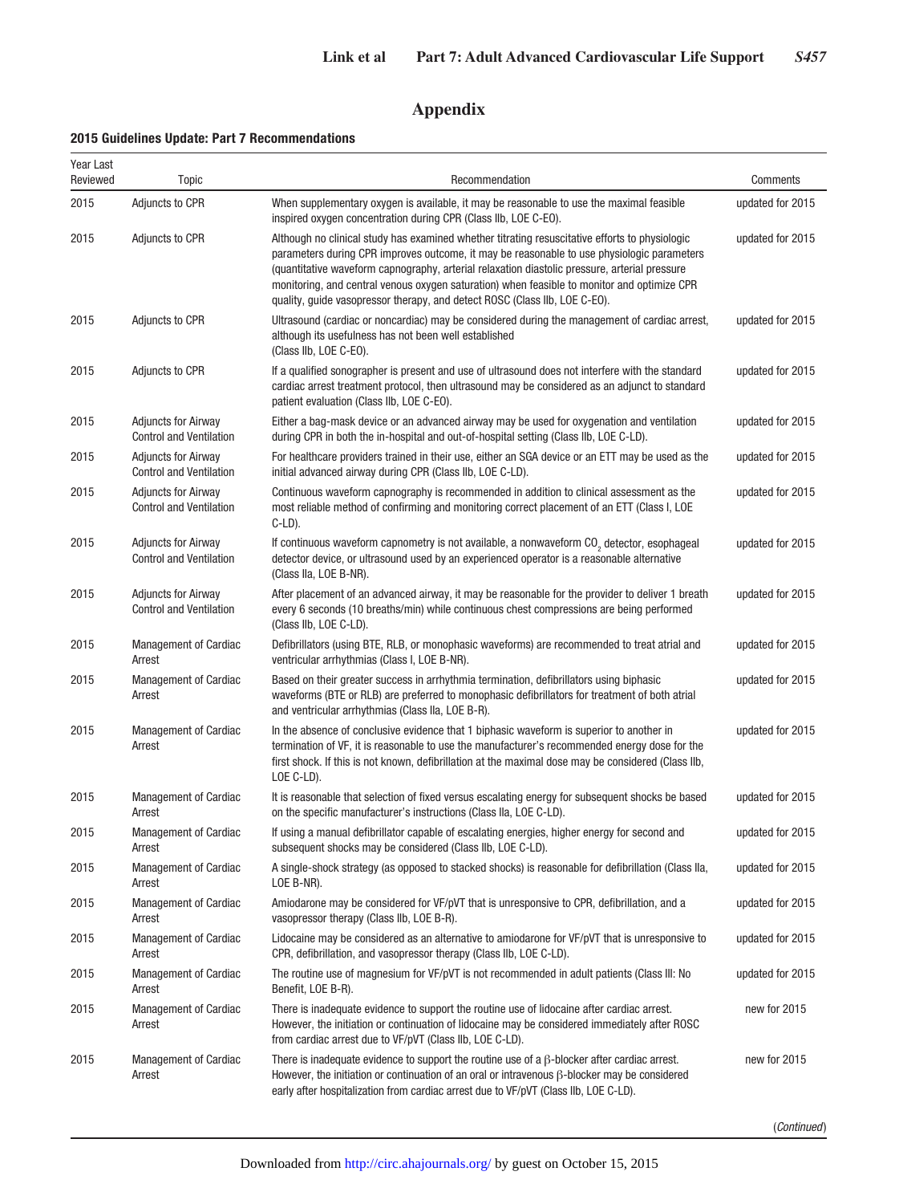# Appendix

**2015 Guidelines Update: Part 7 Recommendations**

| Year Last Reviewed | Topic | Recommendation | Comments |
|---|---|---|---|
| 2015 | Adjuncts to CPR | When supplementary oxygen is available, it may be reasonable to use the maximal feasible inspired oxygen concentration during CPR (Class IIb, LOE C-EO). | updated for 2015 |
| 2015 | Adjuncts to CPR | Although no clinical study has examined whether titrating resuscitative efforts to physiologic parameters during CPR improves outcome, it may be reasonable to use physiologic parameters (quantitative waveform capnography, arterial relaxation diastolic pressure, arterial pressure monitoring, and central venous oxygen saturation) when feasible to monitor and optimize CPR quality, guide vasopressor therapy, and detect ROSC (Class IIb, LOE C-EO). | updated for 2015 |
| 2015 | Adjuncts to CPR | Ultrasound (cardiac or noncardiac) may be considered during the management of cardiac arrest, although its usefulness has not been well established (Class IIb, LOE C-EO). | updated for 2015 |
| 2015 | Adjuncts to CPR | If a qualified sonographer is present and use of ultrasound does not interfere with the standard cardiac arrest treatment protocol, then ultrasound may be considered as an adjunct to standard patient evaluation (Class IIb, LOE C-EO). | updated for 2015 |
| 2015 | Adjuncts for Airway Control and Ventilation | Either a bag-mask device or an advanced airway may be used for oxygenation and ventilation during CPR in both the in-hospital and out-of-hospital setting (Class IIb, LOE C-LD). | updated for 2015 |
| 2015 | Adjuncts for Airway Control and Ventilation | For healthcare providers trained in their use, either an SGA device or an ETT may be used as the initial advanced airway during CPR (Class IIb, LOE C-LD). | updated for 2015 |
| 2015 | Adjuncts for Airway Control and Ventilation | Continuous waveform capnography is recommended in addition to clinical assessment as the most reliable method of confirming and monitoring correct placement of an ETT (Class I, LOE C-LD). | updated for 2015 |
| 2015 | Adjuncts for Airway Control and Ventilation | If continuous waveform capnometry is not available, a nonwaveform $CO_2$ detector, esophageal detector device, or ultrasound used by an experienced operator is a reasonable alternative (Class IIa, LOE B-NR). | updated for 2015 |
| 2015 | Adjuncts for Airway Control and Ventilation | After placement of an advanced airway, it may be reasonable for the provider to deliver 1 breath every 6 seconds (10 breaths/min) while continuous chest compressions are being performed (Class IIb, LOE C-LD). | updated for 2015 |
| 2015 | Management of Cardiac Arrest | Defibrillators (using BTE, RLB, or monophasic waveforms) are recommended to treat atrial and ventricular arrhythmias (Class I, LOE B-NR). | updated for 2015 |
| 2015 | Management of Cardiac Arrest | Based on their greater success in arrhythmia termination, defibrillators using biphasic waveforms (BTE or RLB) are preferred to monophasic defibrillators for treatment of both atrial and ventricular arrhythmias (Class IIa, LOE B-R). | updated for 2015 |
| 2015 | Management of Cardiac Arrest | In the absence of conclusive evidence that 1 biphasic waveform is superior to another in termination of VF, it is reasonable to use the manufacturer's recommended energy dose for the first shock. If this is not known, defibrillation at the maximal dose may be considered (Class IIb, LOE C-LD). | updated for 2015 |
| 2015 | Management of Cardiac Arrest | It is reasonable that selection of fixed versus escalating energy for subsequent shocks be based on the specific manufacturer's instructions (Class IIa, LOE C-LD). | updated for 2015 |
| 2015 | Management of Cardiac Arrest | If using a manual defibrillator capable of escalating energies, higher energy for second and subsequent shocks may be considered (Class IIb, LOE C-LD). | updated for 2015 |
| 2015 | Management of Cardiac Arrest | A single-shock strategy (as opposed to stacked shocks) is reasonable for defibrillation (Class IIa, LOE B-NR). | updated for 2015 |
| 2015 | Management of Cardiac Arrest | Amiodarone may be considered for VF/pVT that is unresponsive to CPR, defibrillation, and a vasopressor therapy (Class IIb, LOE B-R). | updated for 2015 |
| 2015 | Management of Cardiac Arrest | Lidocaine may be considered as an alternative to amiodarone for VF/pVT that is unresponsive to CPR, defibrillation, and vasopressor therapy (Class IIb, LOE C-LD). | updated for 2015 |
| 2015 | Management of Cardiac Arrest | The routine use of magnesium for VF/pVT is not recommended in adult patients (Class III: No Benefit, LOE B-R). | updated for 2015 |
| 2015 | Management of Cardiac Arrest | There is inadequate evidence to support the routine use of lidocaine after cardiac arrest. However, the initiation or continuation of lidocaine may be considered immediately after ROSC from cardiac arrest due to VF/pVT (Class IIb, LOE C-LD). | new for 2015 |
| 2015 | Management of Cardiac Arrest | There is inadequate evidence to support the routine use of a $\beta$-blocker after cardiac arrest. However, the initiation or continuation of an oral or intravenous $\beta$-blocker may be considered early after hospitalization from cardiac arrest due to VF/pVT (Class IIb, LOE C-LD). | new for 2015 |

(*Continued*)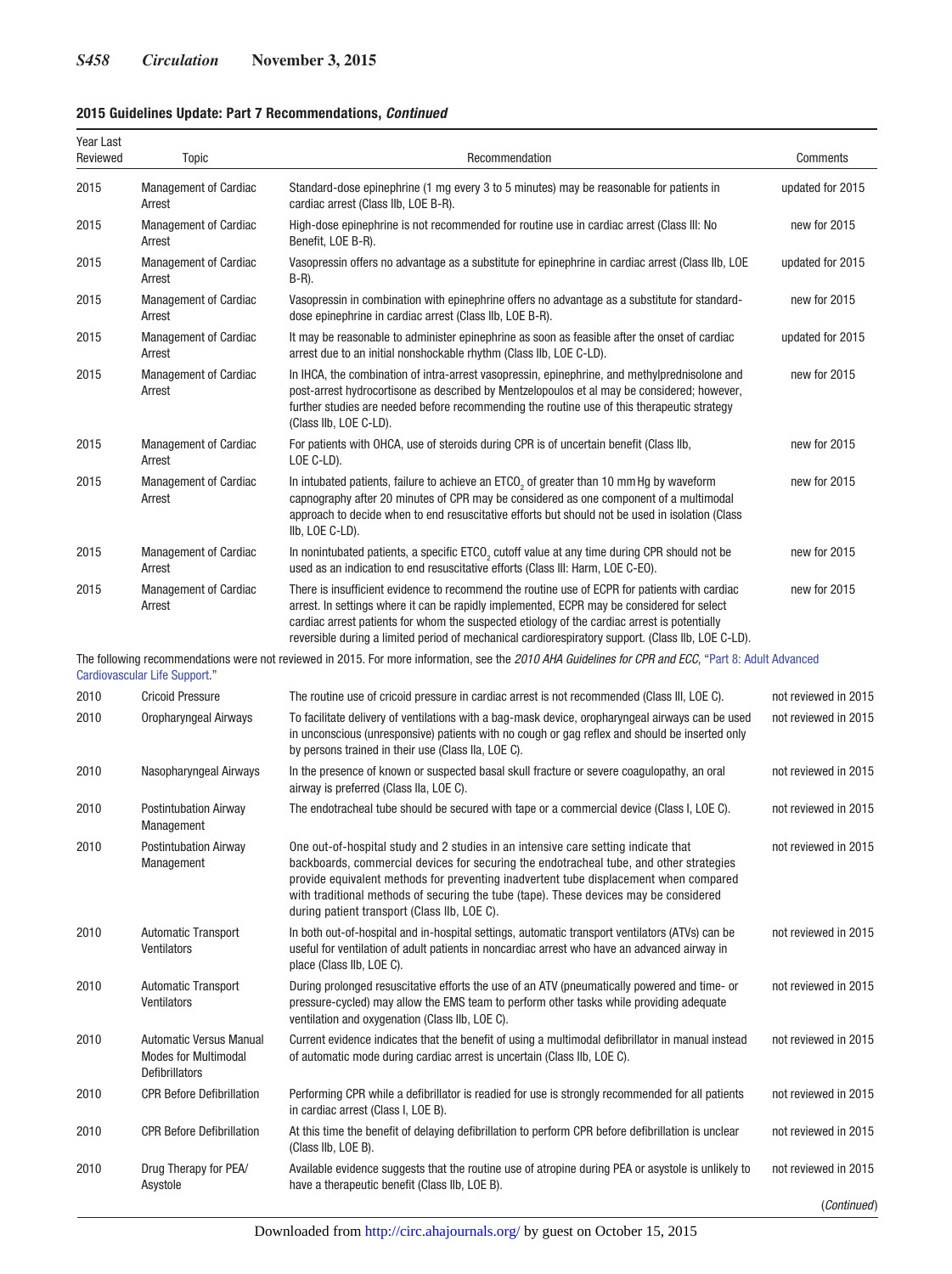**2015 Guidelines Update: Part 7 Recommendations, *Continued***

| Year Last Reviewed | Topic | Recommendation | Comments |
|---|---|---|---|
| 2015 | Management of Cardiac Arrest | Standard-dose epinephrine (1 mg every 3 to 5 minutes) may be reasonable for patients in cardiac arrest (Class IIb, LOE B-R). | updated for 2015 |
| 2015 | Management of Cardiac Arrest | High-dose epinephrine is not recommended for routine use in cardiac arrest (Class III: No Benefit, LOE B-R). | new for 2015 |
| 2015 | Management of Cardiac Arrest | Vasopressin offers no advantage as a substitute for epinephrine in cardiac arrest (Class IIb, LOE B-R). | updated for 2015 |
| 2015 | Management of Cardiac Arrest | Vasopressin in combination with epinephrine offers no advantage as a substitute for standard-dose epinephrine in cardiac arrest (Class IIb, LOE B-R). | new for 2015 |
| 2015 | Management of Cardiac Arrest | It may be reasonable to administer epinephrine as soon as feasible after the onset of cardiac arrest due to an initial nonshockable rhythm (Class IIb, LOE C-LD). | updated for 2015 |
| 2015 | Management of Cardiac Arrest | In IHCA, the combination of intra-arrest vasopressin, epinephrine, and methylprednisolone and post-arrest hydrocortisone as described by Mentzelopoulos et al may be considered; however, further studies are needed before recommending the routine use of this therapeutic strategy (Class IIb, LOE C-LD). | new for 2015 |
| 2015 | Management of Cardiac Arrest | For patients with OHCA, use of steroids during CPR is of uncertain benefit (Class IIb, LOE C-LD). | new for 2015 |
| 2015 | Management of Cardiac Arrest | In intubated patients, failure to achieve an $ETCO_2$ of greater than 10 mm Hg by waveform capnography after 20 minutes of CPR may be considered as one component of a multimodal approach to decide when to end resuscitative efforts but should not be used in isolation (Class IIb, LOE C-LD). | new for 2015 |
| 2015 | Management of Cardiac Arrest | In nonintubated patients, a specific $ETCO_2$ cutoff value at any time during CPR should not be used as an indication to end resuscitative efforts (Class III: Harm, LOE C-EO). | new for 2015 |
| 2015 | Management of Cardiac Arrest | There is insufficient evidence to recommend the routine use of ECPR for patients with cardiac arrest. In settings where it can be rapidly implemented, ECPR may be considered for select cardiac arrest patients for whom the suspected etiology of the cardiac arrest is potentially reversible during a limited period of mechanical cardiorespiratory support. (Class IIb, LOE C-LD). | new for 2015 |
| The following recommendations were not reviewed in 2015. For more information, see the *2010 AHA Guidelines for CPR and ECC*, "Part 8: Adult Advanced Cardiovascular Life Support." | | | |
| 2010 | Cricoid Pressure | The routine use of cricoid pressure in cardiac arrest is not recommended (Class III, LOE C). | not reviewed in 2015 |
| 2010 | Oropharyngeal Airways | To facilitate delivery of ventilations with a bag-mask device, oropharyngeal airways can be used in unconscious (unresponsive) patients with no cough or gag reflex and should be inserted only by persons trained in their use (Class IIa, LOE C). | not reviewed in 2015 |
| 2010 | Nasopharyngeal Airways | In the presence of known or suspected basal skull fracture or severe coagulopathy, an oral airway is preferred (Class IIa, LOE C). | not reviewed in 2015 |
| 2010 | Postintubation Airway Management | The endotracheal tube should be secured with tape or a commercial device (Class I, LOE C). | not reviewed in 2015 |
| 2010 | Postintubation Airway Management | One out-of-hospital study and 2 studies in an intensive care setting indicate that backboards, commercial devices for securing the endotracheal tube, and other strategies provide equivalent methods for preventing inadvertent tube displacement when compared with traditional methods of securing the tube (tape). These devices may be considered during patient transport (Class IIb, LOE C). | not reviewed in 2015 |
| 2010 | Automatic Transport Ventilators | In both out-of-hospital and in-hospital settings, automatic transport ventilators (ATVs) can be useful for ventilation of adult patients in noncardiac arrest who have an advanced airway in place (Class IIb, LOE C). | not reviewed in 2015 |
| 2010 | Automatic Transport Ventilators | During prolonged resuscitative efforts the use of an ATV (pneumatically powered and time- or pressure-cycled) may allow the EMS team to perform other tasks while providing adequate ventilation and oxygenation (Class IIb, LOE C). | not reviewed in 2015 |
| 2010 | Automatic Versus Manual Modes for Multimodal Defibrillators | Current evidence indicates that the benefit of using a multimodal defibrillator in manual instead of automatic mode during cardiac arrest is uncertain (Class IIb, LOE C). | not reviewed in 2015 |
| 2010 | CPR Before Defibrillation | Performing CPR while a defibrillator is readied for use is strongly recommended for all patients in cardiac arrest (Class I, LOE B). | not reviewed in 2015 |
| 2010 | CPR Before Defibrillation | At this time the benefit of delaying defibrillation to perform CPR before defibrillation is unclear (Class IIb, LOE B). | not reviewed in 2015 |
| 2010 | Drug Therapy for PEA/Asystole | Available evidence suggests that the routine use of atropine during PEA or asystole is unlikely to have a therapeutic benefit (Class IIb, LOE B). | not reviewed in 2015 |

(*Continued*)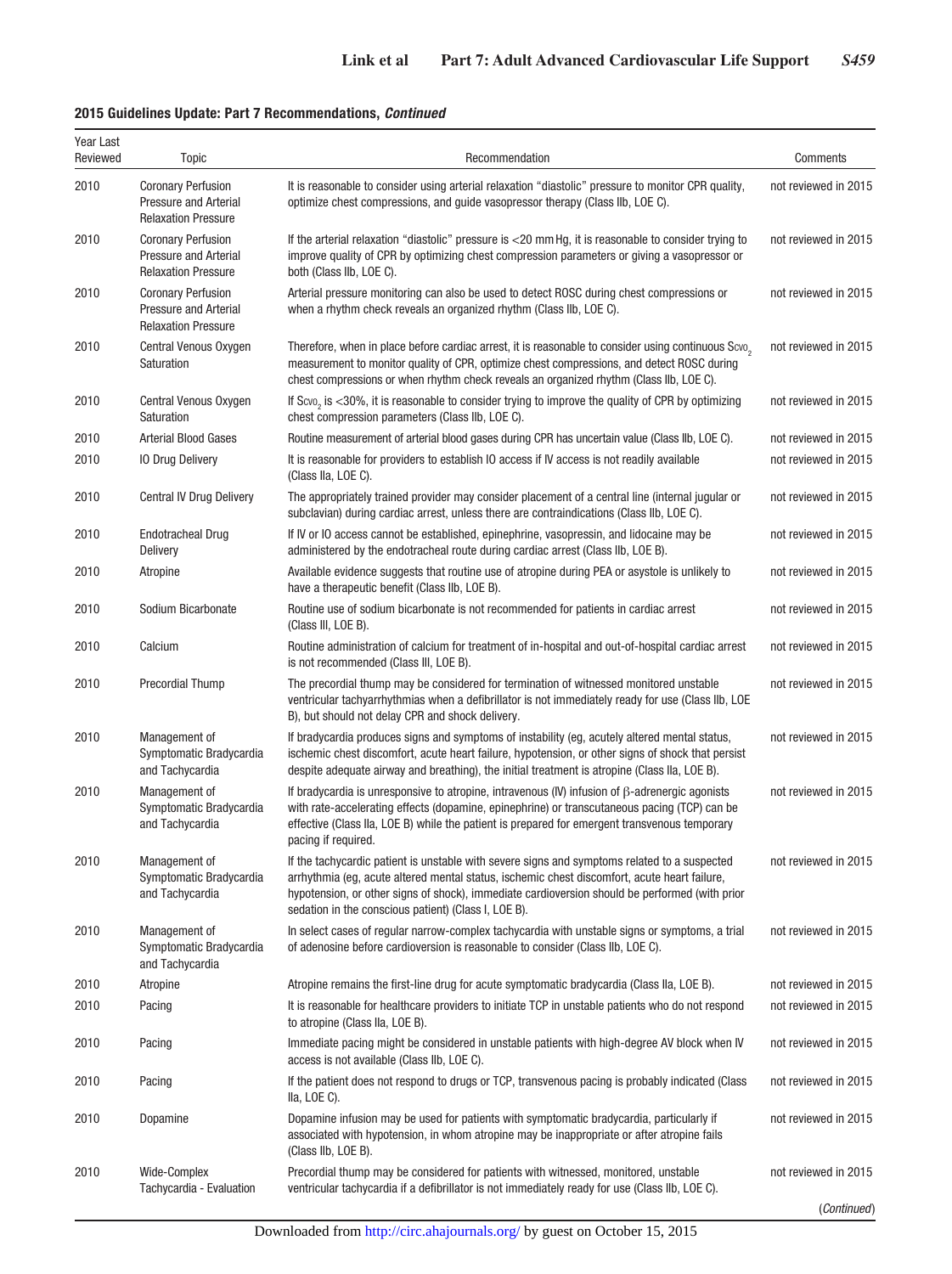**2015 Guidelines Update: Part 7 Recommendations, *Continued***

| Year Last Reviewed | Topic | Recommendation | Comments |
|---|---|---|---|
| 2010 | Coronary Perfusion Pressure and Arterial Relaxation Pressure | It is reasonable to consider using arterial relaxation "diastolic" pressure to monitor CPR quality, optimize chest compressions, and guide vasopressor therapy (Class IIb, LOE C). | not reviewed in 2015 |
| 2010 | Coronary Perfusion Pressure and Arterial Relaxation Pressure | If the arterial relaxation "diastolic" pressure is <20 mm Hg, it is reasonable to consider trying to improve quality of CPR by optimizing chest compression parameters or giving a vasopressor or both (Class IIb, LOE C). | not reviewed in 2015 |
| 2010 | Coronary Perfusion Pressure and Arterial Relaxation Pressure | Arterial pressure monitoring can also be used to detect ROSC during chest compressions or when a rhythm check reveals an organized rhythm (Class IIb, LOE C). | not reviewed in 2015 |
| 2010 | Central Venous Oxygen Saturation | Therefore, when in place before cardiac arrest, it is reasonable to consider using continuous $Scvo_2$ measurement to monitor quality of CPR, optimize chest compressions, and detect ROSC during chest compressions or when rhythm check reveals an organized rhythm (Class IIb, LOE C). | not reviewed in 2015 |
| 2010 | Central Venous Oxygen Saturation | If $Scvo_2$ is <30%, it is reasonable to consider trying to improve the quality of CPR by optimizing chest compression parameters (Class IIb, LOE C). | not reviewed in 2015 |
| 2010 | Arterial Blood Gases | Routine measurement of arterial blood gases during CPR has uncertain value (Class IIb, LOE C). | not reviewed in 2015 |
| 2010 | IO Drug Delivery | It is reasonable for providers to establish IO access if IV access is not readily available (Class IIa, LOE C). | not reviewed in 2015 |
| 2010 | Central IV Drug Delivery | The appropriately trained provider may consider placement of a central line (internal jugular or subclavian) during cardiac arrest, unless there are contraindications (Class IIb, LOE C). | not reviewed in 2015 |
| 2010 | Endotracheal Drug Delivery | If IV or IO access cannot be established, epinephrine, vasopressin, and lidocaine may be administered by the endotracheal route during cardiac arrest (Class IIb, LOE B). | not reviewed in 2015 |
| 2010 | Atropine | Available evidence suggests that routine use of atropine during PEA or asystole is unlikely to have a therapeutic benefit (Class IIb, LOE B). | not reviewed in 2015 |
| 2010 | Sodium Bicarbonate | Routine use of sodium bicarbonate is not recommended for patients in cardiac arrest (Class III, LOE B). | not reviewed in 2015 |
| 2010 | Calcium | Routine administration of calcium for treatment of in-hospital and out-of-hospital cardiac arrest is not recommended (Class III, LOE B). | not reviewed in 2015 |
| 2010 | Precordial Thump | The precordial thump may be considered for termination of witnessed monitored unstable ventricular tachyarrhythmias when a defibrillator is not immediately ready for use (Class IIb, LOE B), but should not delay CPR and shock delivery. | not reviewed in 2015 |
| 2010 | Management of Symptomatic Bradycardia and Tachycardia | If bradycardia produces signs and symptoms of instability (eg, acutely altered mental status, ischemic chest discomfort, acute heart failure, hypotension, or other signs of shock that persist despite adequate airway and breathing), the initial treatment is atropine (Class IIa, LOE B). | not reviewed in 2015 |
| 2010 | Management of Symptomatic Bradycardia and Tachycardia | If bradycardia is unresponsive to atropine, intravenous (IV) infusion of β-adrenergic agonists with rate-accelerating effects (dopamine, epinephrine) or transcutaneous pacing (TCP) can be effective (Class IIa, LOE B) while the patient is prepared for emergent transvenous temporary pacing if required. | not reviewed in 2015 |
| 2010 | Management of Symptomatic Bradycardia and Tachycardia | If the tachycardic patient is unstable with severe signs and symptoms related to a suspected arrhythmia (eg, acute altered mental status, ischemic chest discomfort, acute heart failure, hypotension, or other signs of shock), immediate cardioversion should be performed (with prior sedation in the conscious patient) (Class I, LOE B). | not reviewed in 2015 |
| 2010 | Management of Symptomatic Bradycardia and Tachycardia | In select cases of regular narrow-complex tachycardia with unstable signs or symptoms, a trial of adenosine before cardioversion is reasonable to consider (Class IIb, LOE C). | not reviewed in 2015 |
| 2010 | Atropine | Atropine remains the first-line drug for acute symptomatic bradycardia (Class IIa, LOE B). | not reviewed in 2015 |
| 2010 | Pacing | It is reasonable for healthcare providers to initiate TCP in unstable patients who do not respond to atropine (Class IIa, LOE B). | not reviewed in 2015 |
| 2010 | Pacing | Immediate pacing might be considered in unstable patients with high-degree AV block when IV access is not available (Class IIb, LOE C). | not reviewed in 2015 |
| 2010 | Pacing | If the patient does not respond to drugs or TCP, transvenous pacing is probably indicated (Class IIa, LOE C). | not reviewed in 2015 |
| 2010 | Dopamine | Dopamine infusion may be used for patients with symptomatic bradycardia, particularly if associated with hypotension, in whom atropine may be inappropriate or after atropine fails (Class IIb, LOE B). | not reviewed in 2015 |
| 2010 | Wide-Complex Tachycardia - Evaluation | Precordial thump may be considered for patients with witnessed, monitored, unstable ventricular tachycardia if a defibrillator is not immediately ready for use (Class IIb, LOE C). | not reviewed in 2015 |

(*Continued*)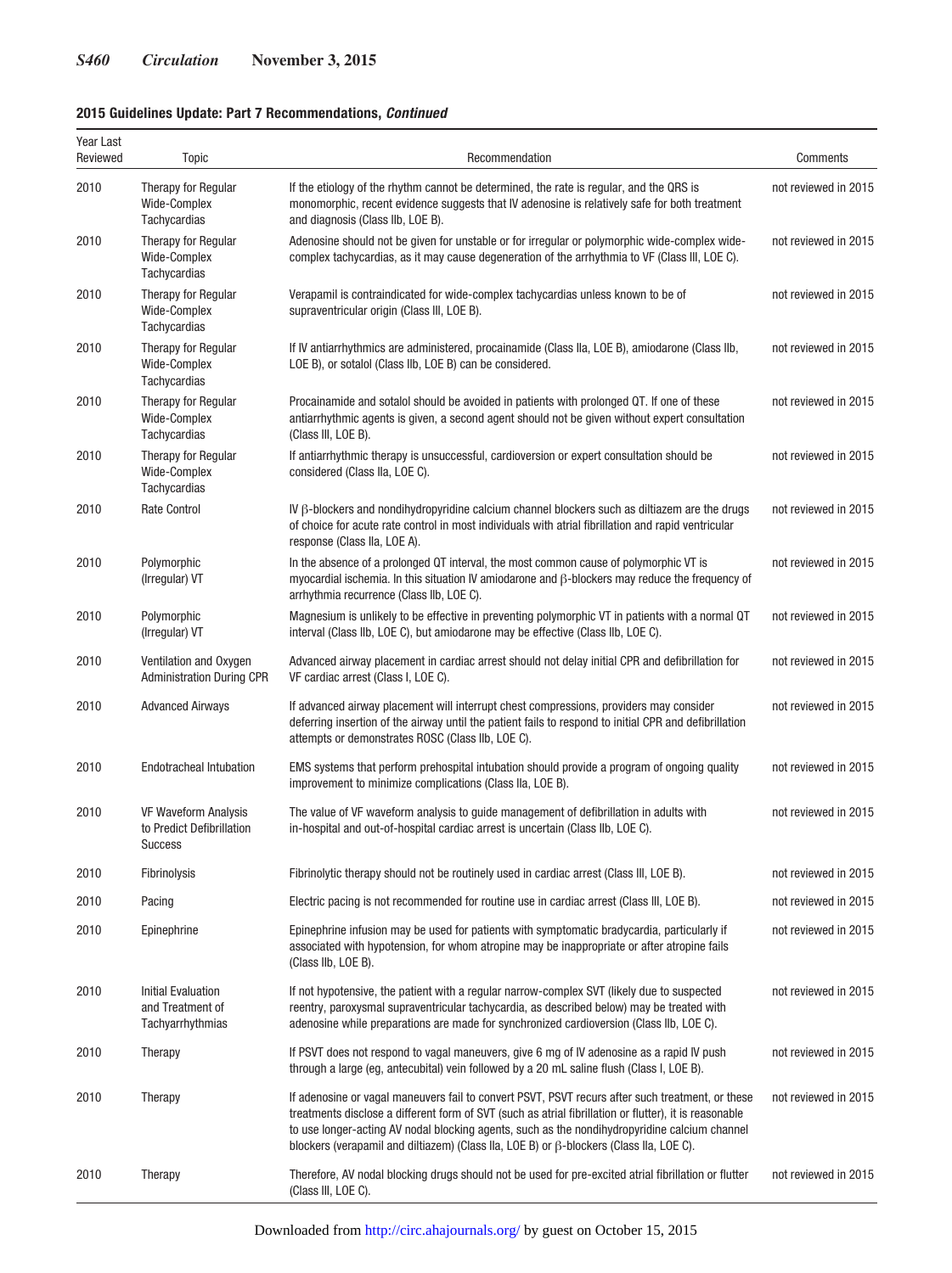**2015 Guidelines Update: Part 7 Recommendations, *Continued***

| Year Last Reviewed | Topic | Recommendation | Comments |
|---|---|---|---|
| 2010 | Therapy for Regular Wide-Complex Tachycardias | If the etiology of the rhythm cannot be determined, the rate is regular, and the QRS is monomorphic, recent evidence suggests that IV adenosine is relatively safe for both treatment and diagnosis (Class IIb, LOE B). | not reviewed in 2015 |
| 2010 | Therapy for Regular Wide-Complex Tachycardias | Adenosine should not be given for unstable or for irregular or polymorphic wide-complex wide-complex tachycardias, as it may cause degeneration of the arrhythmia to VF (Class III, LOE C). | not reviewed in 2015 |
| 2010 | Therapy for Regular Wide-Complex Tachycardias | Verapamil is contraindicated for wide-complex tachycardias unless known to be of supraventricular origin (Class III, LOE B). | not reviewed in 2015 |
| 2010 | Therapy for Regular Wide-Complex Tachycardias | If IV antiarrhythmics are administered, procainamide (Class IIa, LOE B), amiodarone (Class IIb, LOE B), or sotalol (Class IIb, LOE B) can be considered. | not reviewed in 2015 |
| 2010 | Therapy for Regular Wide-Complex Tachycardias | Procainamide and sotalol should be avoided in patients with prolonged QT. If one of these antiarrhythmic agents is given, a second agent should not be given without expert consultation (Class III, LOE B). | not reviewed in 2015 |
| 2010 | Therapy for Regular Wide-Complex Tachycardias | If antiarrhythmic therapy is unsuccessful, cardioversion or expert consultation should be considered (Class IIa, LOE C). | not reviewed in 2015 |
| 2010 | Rate Control | IV β-blockers and nondihydropyridine calcium channel blockers such as diltiazem are the drugs of choice for acute rate control in most individuals with atrial fibrillation and rapid ventricular response (Class IIa, LOE A). | not reviewed in 2015 |
| 2010 | Polymorphic (Irregular) VT | In the absence of a prolonged QT interval, the most common cause of polymorphic VT is myocardial ischemia. In this situation IV amiodarone and β-blockers may reduce the frequency of arrhythmia recurrence (Class IIb, LOE C). | not reviewed in 2015 |
| 2010 | Polymorphic (Irregular) VT | Magnesium is unlikely to be effective in preventing polymorphic VT in patients with a normal QT interval (Class IIb, LOE C), but amiodarone may be effective (Class IIb, LOE C). | not reviewed in 2015 |
| 2010 | Ventilation and Oxygen Administration During CPR | Advanced airway placement in cardiac arrest should not delay initial CPR and defibrillation for VF cardiac arrest (Class I, LOE C). | not reviewed in 2015 |
| 2010 | Advanced Airways | If advanced airway placement will interrupt chest compressions, providers may consider deferring insertion of the airway until the patient fails to respond to initial CPR and defibrillation attempts or demonstrates ROSC (Class IIb, LOE C). | not reviewed in 2015 |
| 2010 | Endotracheal Intubation | EMS systems that perform prehospital intubation should provide a program of ongoing quality improvement to minimize complications (Class IIa, LOE B). | not reviewed in 2015 |
| 2010 | VF Waveform Analysis to Predict Defibrillation Success | The value of VF waveform analysis to guide management of defibrillation in adults with in-hospital and out-of-hospital cardiac arrest is uncertain (Class IIb, LOE C). | not reviewed in 2015 |
| 2010 | Fibrinolysis | Fibrinolytic therapy should not be routinely used in cardiac arrest (Class III, LOE B). | not reviewed in 2015 |
| 2010 | Pacing | Electric pacing is not recommended for routine use in cardiac arrest (Class III, LOE B). | not reviewed in 2015 |
| 2010 | Epinephrine | Epinephrine infusion may be used for patients with symptomatic bradycardia, particularly if associated with hypotension, for whom atropine may be inappropriate or after atropine fails (Class IIb, LOE B). | not reviewed in 2015 |
| 2010 | Initial Evaluation and Treatment of Tachyarrhythmias | If not hypotensive, the patient with a regular narrow-complex SVT (likely due to suspected reentry, paroxysmal supraventricular tachycardia, as described below) may be treated with adenosine while preparations are made for synchronized cardioversion (Class IIb, LOE C). | not reviewed in 2015 |
| 2010 | Therapy | If PSVT does not respond to vagal maneuvers, give 6 mg of IV adenosine as a rapid IV push through a large (eg, antecubital) vein followed by a 20 mL saline flush (Class I, LOE B). | not reviewed in 2015 |
| 2010 | Therapy | If adenosine or vagal maneuvers fail to convert PSVT, PSVT recurs after such treatment, or these treatments disclose a different form of SVT (such as atrial fibrillation or flutter), it is reasonable to use longer-acting AV nodal blocking agents, such as the nondihydropyridine calcium channel blockers (verapamil and diltiazem) (Class IIa, LOE B) or β-blockers (Class IIa, LOE C). | not reviewed in 2015 |
| 2010 | Therapy | Therefore, AV nodal blocking drugs should not be used for pre-excited atrial fibrillation or flutter (Class III, LOE C). | not reviewed in 2015 |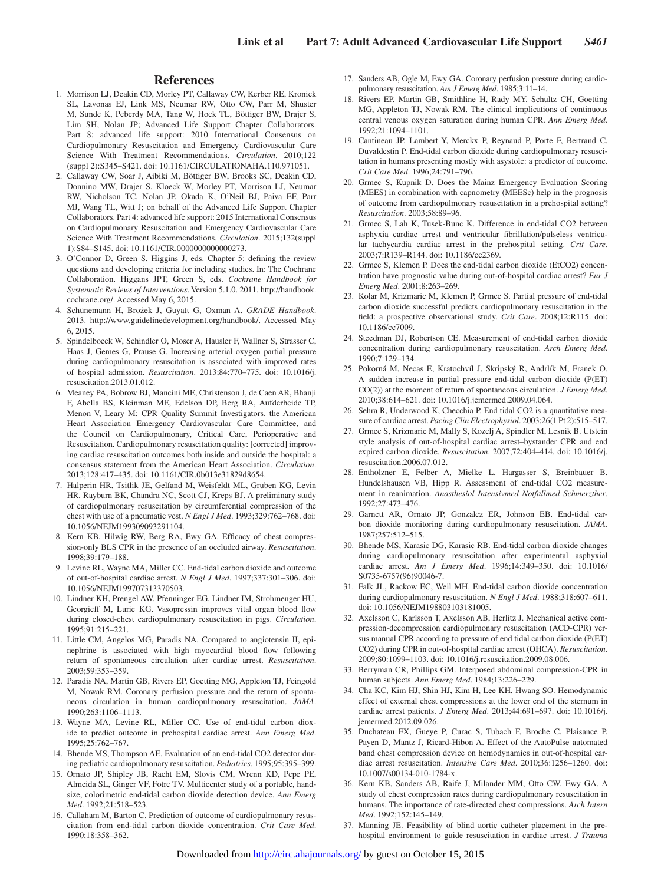## References

1. Morrison LJ, Deakin CD, Morley PT, Callaway CW, Kerber RE, Kronick SL, Lavonas EJ, Link MS, Neumar RW, Otto CW, Parr M, Shuster M, Sunde K, Peberdy MA, Tang W, Hoek TL, Böttiger BW, Drajer S, Lim SH, Nolan JP; Advanced Life Support Chapter Collaborators. Part 8: advanced life support: 2010 International Consensus on Cardiopulmonary Resuscitation and Emergency Cardiovascular Care Science With Treatment Recommendations. *Circulation*. 2010;122 (suppl 2):S345–S421. doi: 10.1161/CIRCULATIONAHA.110.971051.
2. Callaway CW, Soar J, Aibiki M, Böttiger BW, Brooks SC, Deakin CD, Donnino MW, Drajer S, Kloeck W, Morley PT, Morrison LJ, Neumar RW, Nicholson TC, Nolan JP, Okada K, O'Neil BJ, Paiva EF, Parr MJ, Wang TL, Witt J; on behalf of the Advanced Life Support Chapter Collaborators. Part 4: advanced life support: 2015 International Consensus on Cardiopulmonary Resuscitation and Emergency Cardiovascular Care Science With Treatment Recommendations. *Circulation*. 2015;132(suppl 1):S84–S145. doi: 10.1161/CIR.0000000000000273.
3. O'Connor D, Green S, Higgins J, eds. Chapter 5: defining the review questions and developing criteria for including studies. In: The Cochrane Collaboration. Higgans JPT, Green S, eds. *Cochrane Handbook for Systematic Reviews of Interventions*. Version 5.1.0. 2011. http://handbook.cochrane.org/. Accessed May 6, 2015.
4. Schünemann H, Brożek J, Guyatt G, Oxman A. *GRADE Handbook*. 2013. http://www.guidelinedevelopment.org/handbook/. Accessed May 6, 2015.
5. Spindelboeck W, Schindler O, Moser A, Hausler F, Wallner S, Strasser C, Haas J, Gemes G, Prause G. Increasing arterial oxygen partial pressure during cardiopulmonary resuscitation is associated with improved rates of hospital admission. *Resuscitation*. 2013;84:770–775. doi: 10.1016/j.resuscitation.2013.01.012.
6. Meaney PA, Bobrow BJ, Mancini ME, Christenson J, de Caen AR, Bhanji F, Abella BS, Kleinman ME, Edelson DP, Berg RA, Aufderheide TP, Menon V, Leary M; CPR Quality Summit Investigators, the American Heart Association Emergency Cardiovascular Care Committee, and the Council on Cardiopulmonary, Critical Care, Perioperative and Resuscitation. Cardiopulmonary resuscitation quality: [corrected] improving cardiac resuscitation outcomes both inside and outside the hospital: a consensus statement from the American Heart Association. *Circulation*. 2013;128:417–435. doi: 10.1161/CIR.0b013e31829d8654.
7. Halperin HR, Tsitlik JE, Gelfand M, Weisfeldt ML, Gruben KG, Levin HR, Rayburn BK, Chandra NC, Scott CJ, Kreps BJ. A preliminary study of cardiopulmonary resuscitation by circumferential compression of the chest with use of a pneumatic vest. *N Engl J Med*. 1993;329:762–768. doi: 10.1056/NEJM199309093291104.
8. Kern KB, Hilwig RW, Berg RA, Ewy GA. Efficacy of chest compression-only BLS CPR in the presence of an occluded airway. *Resuscitation*. 1998;39:179–188.
9. Levine RL, Wayne MA, Miller CC. End-tidal carbon dioxide and outcome of out-of-hospital cardiac arrest. *N Engl J Med*. 1997;337:301–306. doi: 10.1056/NEJM199707313370503.
10. Lindner KH, Prengel AW, Pfenninger EG, Lindner IM, Strohmenger HU, Georgieff M, Lurie KG. Vasopressin improves vital organ blood flow during closed-chest cardiopulmonary resuscitation in pigs. *Circulation*. 1995;91:215–221.
11. Little CM, Angelos MG, Paradis NA. Compared to angiotensin II, epinephrine is associated with high myocardial blood flow following return of spontaneous circulation after cardiac arrest. *Resuscitation*. 2003;59:353–359.
12. Paradis NA, Martin GB, Rivers EP, Goetting MG, Appleton TJ, Feingold M, Nowak RM. Coronary perfusion pressure and the return of spontaneous circulation in human cardiopulmonary resuscitation. *JAMA*. 1990;263:1106–1113.
13. Wayne MA, Levine RL, Miller CC. Use of end-tidal carbon dioxide to predict outcome in prehospital cardiac arrest. *Ann Emerg Med*. 1995;25:762–767.
14. Bhende MS, Thompson AE. Evaluation of an end-tidal CO2 detector during pediatric cardiopulmonary resuscitation. *Pediatrics*. 1995;95:395–399.
15. Ornato JP, Shipley JB, Racht EM, Slovis CM, Wrenn KD, Pepe PE, Almeida SL, Ginger VF, Fotre TV. Multicenter study of a portable, hand-size, colorimetric end-tidal carbon dioxide detection device. *Ann Emerg Med*. 1992;21:518–523.
16. Callaham M, Barton C. Prediction of outcome of cardiopulmonary resuscitation from end-tidal carbon dioxide concentration. *Crit Care Med*. 1990;18:358–362.
17. Sanders AB, Ogle M, Ewy GA. Coronary perfusion pressure during cardiopulmonary resuscitation. *Am J Emerg Med*. 1985;3:11–14.
18. Rivers EP, Martin GB, Smithline H, Rady MY, Schultz CH, Goetting MG, Appleton TJ, Nowak RM. The clinical implications of continuous central venous oxygen saturation during human CPR. *Ann Emerg Med*. 1992;21:1094–1101.
19. Cantineau JP, Lambert Y, Merckx P, Reynaud P, Porte F, Bertrand C, Duvaldestin P. End-tidal carbon dioxide during cardiopulmonary resuscitation in humans presenting mostly with asystole: a predictor of outcome. *Crit Care Med*. 1996;24:791–796.
20. Grmec S, Kupnik D. Does the Mainz Emergency Evaluation Scoring (MEES) in combination with capnometry (MEESc) help in the prognosis of outcome from cardiopulmonary resuscitation in a prehospital setting? *Resuscitation*. 2003;58:89–96.
21. Grmec S, Lah K, Tusek-Bunc K. Difference in end-tidal CO2 between asphyxia cardiac arrest and ventricular fibrillation/pulseless ventricular tachycardia cardiac arrest in the prehospital setting. *Crit Care*. 2003;7:R139–R144. doi: 10.1186/cc2369.
22. Grmec S, Klemen P. Does the end-tidal carbon dioxide (EtCO2) concentration have prognostic value during out-of-hospital cardiac arrest? *Eur J Emerg Med*. 2001;8:263–269.
23. Kolar M, Krizmaric M, Klemen P, Grmec S. Partial pressure of end-tidal carbon dioxide successful predicts cardiopulmonary resuscitation in the field: a prospective observational study. *Crit Care*. 2008;12:R115. doi: 10.1186/cc7009.
24. Steedman DJ, Robertson CE. Measurement of end-tidal carbon dioxide concentration during cardiopulmonary resuscitation. *Arch Emerg Med*. 1990;7:129–134.
25. Pokorná M, Necas E, Kratochvíl J, Skripský R, Andrlík M, Franek O. A sudden increase in partial pressure end-tidal carbon dioxide (P(ET) CO(2)) at the moment of return of spontaneous circulation. *J Emerg Med*. 2010;38:614–621. doi: 10.1016/j.jemermed.2009.04.064.
26. Sehra R, Underwood K, Checchia P. End tidal CO2 is a quantitative measure of cardiac arrest. *Pacing Clin Electrophysiol*. 2003;26(1 Pt 2):515–517.
27. Grmec S, Krizmaric M, Mally S, Kozelj A, Spindler M, Lesnik B. Utstein style analysis of out-of-hospital cardiac arrest–bystander CPR and end expired carbon dioxide. *Resuscitation*. 2007;72:404–414. doi: 10.1016/j.resuscitation.2006.07.012.
28. Entholzner E, Felber A, Mielke L, Hargasser S, Breinbauer B, Hundelshausen VB, Hipp R. Assessment of end-tidal CO2 measurement in reanimation. *Anasthesiol Intensivmed Notfallmed Schmerzther*. 1992;27:473–476.
29. Garnett AR, Ornato JP, Gonzalez ER, Johnson EB. End-tidal carbon dioxide monitoring during cardiopulmonary resuscitation. *JAMA*. 1987;257:512–515.
30. Bhende MS, Karasic DG, Karasic RB. End-tidal carbon dioxide changes during cardiopulmonary resuscitation after experimental asphyxial cardiac arrest. *Am J Emerg Med*. 1996;14:349–350. doi: 10.1016/S0735-6757(96)90046-7.
31. Falk JL, Rackow EC, Weil MH. End-tidal carbon dioxide concentration during cardiopulmonary resuscitation. *N Engl J Med*. 1988;318:607–611. doi: 10.1056/NEJM198803103181005.
32. Axelsson C, Karlsson T, Axelsson AB, Herlitz J. Mechanical active compression-decompression cardiopulmonary resuscitation (ACD-CPR) versus manual CPR according to pressure of end tidal carbon dioxide (P(ET) CO2) during CPR in out-of-hospital cardiac arrest (OHCA). *Resuscitation*. 2009;80:1099–1103. doi: 10.1016/j.resuscitation.2009.08.006.
33. Berryman CR, Phillips GM. Interposed abdominal compression-CPR in human subjects. *Ann Emerg Med*. 1984;13:226–229.
34. Cha KC, Kim HJ, Shin HJ, Kim H, Lee KH, Hwang SO. Hemodynamic effect of external chest compressions at the lower end of the sternum in cardiac arrest patients. *J Emerg Med*. 2013;44:691–697. doi: 10.1016/j.jemermed.2012.09.026.
35. Duchateau FX, Gueye P, Curac S, Tubach F, Broche C, Plaisance P, Payen D, Mantz J, Ricard-Hibon A. Effect of the AutoPulse automated band chest compression device on hemodynamics in out-of-hospital cardiac arrest resuscitation. *Intensive Care Med*. 2010;36:1256–1260. doi: 10.1007/s00134-010-1784-x.
36. Kern KB, Sanders AB, Raife J, Milander MM, Otto CW, Ewy GA. A study of chest compression rates during cardiopulmonary resuscitation in humans. The importance of rate-directed chest compressions. *Arch Intern Med*. 1992;152:145–149.
37. Manning JE. Feasibility of blind aortic catheter placement in the prehospital environment to guide resuscitation in cardiac arrest. *J Trauma*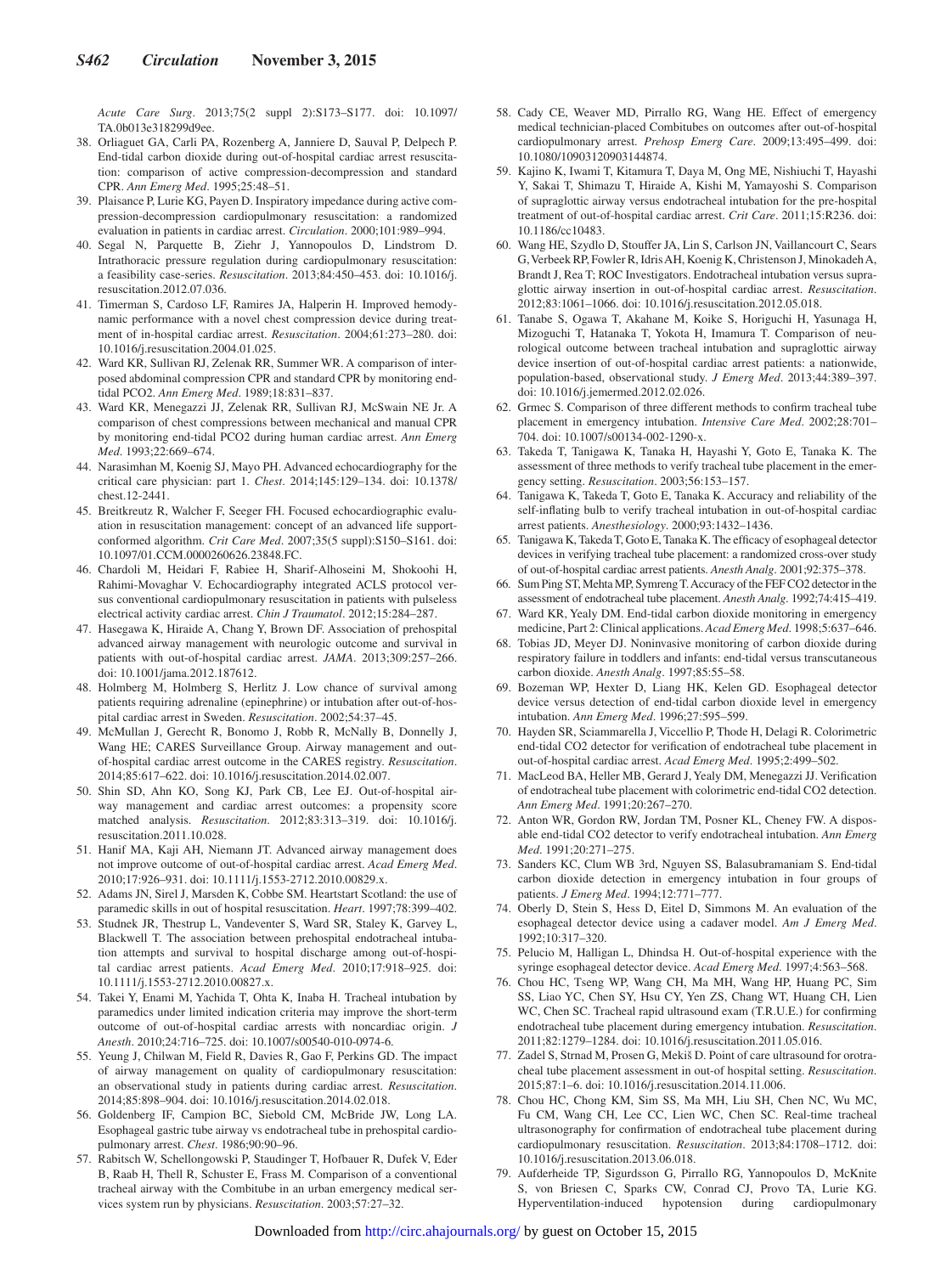*Acute Care Surg*. 2013;75(2 suppl 2):S173–S177. doi: 10.1097/TA.0b013e318299d9ee.

38. Orliaguet GA, Carli PA, Rozenberg A, Janniere D, Sauval P, Delpech P. End-tidal carbon dioxide during out-of-hospital cardiac arrest resuscitation: comparison of active compression-decompression and standard CPR. *Ann Emerg Med*. 1995;25:48–51.
39. Plaisance P, Lurie KG, Payen D. Inspiratory impedance during active compression-decompression cardiopulmonary resuscitation: a randomized evaluation in patients in cardiac arrest. *Circulation*. 2000;101:989–994.
40. Segal N, Parquette B, Ziehr J, Yannopoulos D, Lindstrom D. Intrathoracic pressure regulation during cardiopulmonary resuscitation: a feasibility case-series. *Resuscitation*. 2013;84:450–453. doi: 10.1016/j.resuscitation.2012.07.036.
41. Timerman S, Cardoso LF, Ramires JA, Halperin H. Improved hemodynamic performance with a novel chest compression device during treatment of in-hospital cardiac arrest. *Resuscitation*. 2004;61:273–280. doi: 10.1016/j.resuscitation.2004.01.025.
42. Ward KR, Sullivan RJ, Zelenak RR, Summer WR. A comparison of interposed abdominal compression CPR and standard CPR by monitoring end-tidal PCO2. *Ann Emerg Med*. 1989;18:831–837.
43. Ward KR, Menegazzi JJ, Zelenak RR, Sullivan RJ, McSwain NE Jr. A comparison of chest compressions between mechanical and manual CPR by monitoring end-tidal PCO2 during human cardiac arrest. *Ann Emerg Med*. 1993;22:669–674.
44. Narasimhan M, Koenig SJ, Mayo PH. Advanced echocardiography for the critical care physician: part 1. *Chest*. 2014;145:129–134. doi: 10.1378/chest.12-2441.
45. Breitkreutz R, Walcher F, Seeger FH. Focused echocardiographic evaluation in resuscitation management: concept of an advanced life support-conformed algorithm. *Crit Care Med*. 2007;35(5 suppl):S150–S161. doi: 10.1097/01.CCM.0000260626.23848.FC.
46. Chardoli M, Heidari F, Rabiee H, Sharif-Alhoseini M, Shokoohi H, Rahimi-Movaghar V. Echocardiography integrated ACLS protocol versus conventional cardiopulmonary resuscitation in patients with pulseless electrical activity cardiac arrest. *Chin J Traumatol*. 2012;15:284–287.
47. Hasegawa K, Hiraide A, Chang Y, Brown DF. Association of prehospital advanced airway management with neurologic outcome and survival in patients with out-of-hospital cardiac arrest. *JAMA*. 2013;309:257–266. doi: 10.1001/jama.2012.187612.
48. Holmberg M, Holmberg S, Herlitz J. Low chance of survival among patients requiring adrenaline (epinephrine) or intubation after out-of-hospital cardiac arrest in Sweden. *Resuscitation*. 2002;54:37–45.
49. McMullan J, Gerecht R, Bonomo J, Robb R, McNally B, Donnelly J, Wang HE; CARES Surveillance Group. Airway management and out-of-hospital cardiac arrest outcome in the CARES registry. *Resuscitation*. 2014;85:617–622. doi: 10.1016/j.resuscitation.2014.02.007.
50. Shin SD, Ahn KO, Song KJ, Park CB, Lee EJ. Out-of-hospital airway management and cardiac arrest outcomes: a propensity score matched analysis. *Resuscitation*. 2012;83:313–319. doi: 10.1016/j.resuscitation.2011.10.028.
51. Hanif MA, Kaji AH, Niemann JT. Advanced airway management does not improve outcome of out-of-hospital cardiac arrest. *Acad Emerg Med*. 2010;17:926–931. doi: 10.1111/j.1553-2712.2010.00829.x.
52. Adams JN, Sirel J, Marsden K, Cobbe SM. Heartstart Scotland: the use of paramedic skills in out of hospital resuscitation. *Heart*. 1997;78:399–402.
53. Studnek JR, Thestrup L, Vandeventer S, Ward SR, Staley K, Garvey L, Blackwell T. The association between prehospital endotracheal intubation attempts and survival to hospital discharge among out-of-hospital cardiac arrest patients. *Acad Emerg Med*. 2010;17:918–925. doi: 10.1111/j.1553-2712.2010.00827.x.
54. Takei Y, Enami M, Yachida T, Ohta K, Inaba H. Tracheal intubation by paramedics under limited indication criteria may improve the short-term outcome of out-of-hospital cardiac arrests with noncardiac origin. *J Anesth*. 2010;24:716–725. doi: 10.1007/s00540-010-0974-6.
55. Yeung J, Chilwan M, Field R, Davies R, Gao F, Perkins GD. The impact of airway management on quality of cardiopulmonary resuscitation: an observational study in patients during cardiac arrest. *Resuscitation*. 2014;85:898–904. doi: 10.1016/j.resuscitation.2014.02.018.
56. Goldenberg IF, Campion BC, Siebold CM, McBride JW, Long LA. Esophageal gastric tube airway vs endotracheal tube in prehospital cardiopulmonary arrest. *Chest*. 1986;90:90–96.
57. Rabitsch W, Schellongowski P, Staudinger T, Hofbauer R, Dufek V, Eder B, Raab H, Thell R, Schuster E, Frass M. Comparison of a conventional tracheal airway with the Combitube in an urban emergency medical services system run by physicians. *Resuscitation*. 2003;57:27–32.
58. Cady CE, Weaver MD, Pirrallo RG, Wang HE. Effect of emergency medical technician-placed Combitubes on outcomes after out-of-hospital cardiopulmonary arrest. *Prehosp Emerg Care*. 2009;13:495–499. doi: 10.1080/10903120903144874.
59. Kajino K, Iwami T, Kitamura T, Daya M, Ong ME, Nishiuchi T, Hayashi Y, Sakai T, Shimazu T, Hiraide A, Kishi M, Yamayoshi S. Comparison of supraglottic airway versus endotracheal intubation for the pre-hospital treatment of out-of-hospital cardiac arrest. *Crit Care*. 2011;15:R236. doi: 10.1186/cc10483.
60. Wang HE, Szydlo D, Stouffer JA, Lin S, Carlson JN, Vaillancourt C, Sears G, Verbeek RP, Fowler R, Idris AH, Koenig K, Christenson J, Minokadeh A, Brandt J, Rea T; ROC Investigators. Endotracheal intubation versus supraglottic airway insertion in out-of-hospital cardiac arrest. *Resuscitation*. 2012;83:1061–1066. doi: 10.1016/j.resuscitation.2012.05.018.
61. Tanabe S, Ogawa T, Akahane M, Koike S, Horiguchi H, Yasunaga H, Mizoguchi T, Hatanaka T, Yokota H, Imamura T. Comparison of neurological outcome between tracheal intubation and supraglottic airway device insertion of out-of-hospital cardiac arrest patients: a nationwide, population-based, observational study. *J Emerg Med*. 2013;44:389–397. doi: 10.1016/j.jemermed.2012.02.026.
62. Grmec S. Comparison of three different methods to confirm tracheal tube placement in emergency intubation. *Intensive Care Med*. 2002;28:701–704. doi: 10.1007/s00134-002-1290-x.
63. Takeda T, Tanigawa K, Tanaka H, Hayashi Y, Goto E, Tanaka K. The assessment of three methods to verify tracheal tube placement in the emergency setting. *Resuscitation*. 2003;56:153–157.
64. Tanigawa K, Takeda T, Goto E, Tanaka K. Accuracy and reliability of the self-inflating bulb to verify tracheal intubation in out-of-hospital cardiac arrest patients. *Anesthesiology*. 2000;93:1432–1436.
65. Tanigawa K, Takeda T, Goto E, Tanaka K. The efficacy of esophageal detector devices in verifying tracheal tube placement: a randomized cross-over study of out-of-hospital cardiac arrest patients. *Anesth Analg*. 2001;92:375–378.
66. Sum Ping ST, Mehta MP, Symreng T. Accuracy of the FEF CO2 detector in the assessment of endotracheal tube placement. *Anesth Analg*. 1992;74:415–419.
67. Ward KR, Yealy DM. End-tidal carbon dioxide monitoring in emergency medicine, Part 2: Clinical applications. *Acad Emerg Med*. 1998;5:637–646.
68. Tobias JD, Meyer DJ. Noninvasive monitoring of carbon dioxide during respiratory failure in toddlers and infants: end-tidal versus transcutaneous carbon dioxide. *Anesth Analg*. 1997;85:55–58.
69. Bozeman WP, Hexter D, Liang HK, Kelen GD. Esophageal detector device versus detection of end-tidal carbon dioxide level in emergency intubation. *Ann Emerg Med*. 1996;27:595–599.
70. Hayden SR, Sciammarella J, Viccellio P, Thode H, Delagi R. Colorimetric end-tidal CO2 detector for verification of endotracheal tube placement in out-of-hospital cardiac arrest. *Acad Emerg Med*. 1995;2:499–502.
71. MacLeod BA, Heller MB, Gerard J, Yealy DM, Menegazzi JJ. Verification of endotracheal tube placement with colorimetric end-tidal CO2 detection. *Ann Emerg Med*. 1991;20:267–270.
72. Anton WR, Gordon RW, Jordan TM, Posner KL, Cheney FW. A disposable end-tidal CO2 detector to verify endotracheal intubation. *Ann Emerg Med*. 1991;20:271–275.
73. Sanders KC, Clum WB 3rd, Nguyen SS, Balasubramaniam S. End-tidal carbon dioxide detection in emergency intubation in four groups of patients. *J Emerg Med*. 1994;12:771–777.
74. Oberly D, Stein S, Hess D, Eitel D, Simmons M. An evaluation of the esophageal detector device using a cadaver model. *Am J Emerg Med*. 1992;10:317–320.
75. Pelucio M, Halligan L, Dhindsa H. Out-of-hospital experience with the syringe esophageal detector device. *Acad Emerg Med*. 1997;4:563–568.
76. Chou HC, Tseng WP, Wang CH, Ma MH, Wang HP, Huang PC, Sim SS, Liao YC, Chen SY, Hsu CY, Yen ZS, Chang WT, Huang CH, Lien WC, Chen SC. Tracheal rapid ultrasound exam (T.R.U.E.) for confirming endotracheal tube placement during emergency intubation. *Resuscitation*. 2011;82:1279–1284. doi: 10.1016/j.resuscitation.2011.05.016.
77. Zadel S, Strnad M, Prosen G, Mekiš D. Point of care ultrasound for orotracheal tube placement assessment in out of hospital setting. *Resuscitation*. 2015;87:1–6. doi: 10.1016/j.resuscitation.2014.11.006.
78. Chou HC, Chong KM, Sim SS, Ma MH, Liu SH, Chen NC, Wu MC, Fu CM, Wang CH, Lee CC, Lien WC, Chen SC. Real-time tracheal ultrasonography for confirmation of endotracheal tube placement during cardiopulmonary resuscitation. *Resuscitation*. 2013;84:1708–1712. doi: 10.1016/j.resuscitation.2013.06.018.
79. Aufderheide TP, Sigurdsson G, Pirrallo RG, Yannopoulos D, McKnite S, von Briesen C, Sparks CW, Conrad CJ, Provo TA, Lurie KG. Hyperventilation-induced hypotension during cardiopulmonary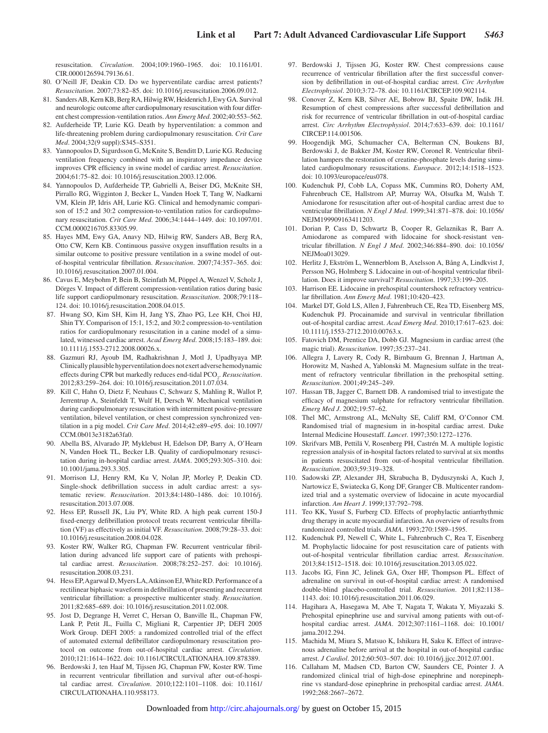resuscitation. *Circulation*. 2004;109:1960–1965. doi: 10.1161/01.CIR.0000126594.79136.61.

80. O'Neill JF, Deakin CD. Do we hyperventilate cardiac arrest patients? *Resuscitation*. 2007;73:82–85. doi: 10.1016/j.resuscitation.2006.09.012.
81. Sanders AB, Kern KB, Berg RA, Hilwig RW, Heidenrich J, Ewy GA. Survival and neurologic outcome after cardiopulmonary resuscitation with four different chest compression-ventilation ratios. *Ann Emerg Med*. 2002;40:553–562.
82. Aufderheide TP, Lurie KG. Death by hyperventilation: a common and life-threatening problem during cardiopulmonary resuscitation. *Crit Care Med*. 2004;32(9 suppl):S345–S351.
83. Yannopoulos D, Sigurdsson G, McKnite S, Benditt D, Lurie KG. Reducing ventilation frequency combined with an inspiratory impedance device improves CPR efficiency in swine model of cardiac arrest. *Resuscitation*. 2004;61:75–82. doi: 10.1016/j.resuscitation.2003.12.006.
84. Yannopoulos D, Aufderheide TP, Gabrielli A, Beiser DG, McKnite SH, Pirrallo RG, Wigginton J, Becker L, Vanden Hoek T, Tang W, Nadkarni VM, Klein JP, Idris AH, Lurie KG. Clinical and hemodynamic comparison of 15:2 and 30:2 compression-to-ventilation ratios for cardiopulmonary resuscitation. *Crit Care Med*. 2006;34:1444–1449. doi: 10.1097/01.CCM.0000216705.83305.99.
85. Hayes MM, Ewy GA, Anavy ND, Hilwig RW, Sanders AB, Berg RA, Otto CW, Kern KB. Continuous passive oxygen insufflation results in a similar outcome to positive pressure ventilation in a swine model of out-of-hospital ventricular fibrillation. *Resuscitation*. 2007;74:357–365. doi: 10.1016/j.resuscitation.2007.01.004.
86. Cavus E, Meybohm P, Bein B, Steinfath M, Pöppel A, Wenzel V, Scholz J, Dörges V. Impact of different compression-ventilation ratios during basic life support cardiopulmonary resuscitation. *Resuscitation*. 2008;79:118–124. doi: 10.1016/j.resuscitation.2008.04.015.
87. Hwang SO, Kim SH, Kim H, Jang YS, Zhao PG, Lee KH, Choi HJ, Shin TY. Comparison of 15:1, 15:2, and 30:2 compression-to-ventilation ratios for cardiopulmonary resuscitation in a canine model of a simulated, witnessed cardiac arrest. *Acad Emerg Med*. 2008;15:183–189. doi: 10.1111/j.1553-2712.2008.00026.x.
88. Gazmuri RJ, Ayoub IM, Radhakrishnan J, Motl J, Upadhyaya MP. Clinically plausible hyperventilation does not exert adverse hemodynamic effects during CPR but markedly reduces end-tidal $PCO_2$. *Resuscitation*. 2012;83:259–264. doi: 10.1016/j.resuscitation.2011.07.034.
89. Kill C, Hahn O, Dietz F, Neuhaus C, Schwarz S, Mahling R, Wallot P, Jerrentrup A, Steinfeldt T, Wulf H, Dersch W. Mechanical ventilation during cardiopulmonary resuscitation with intermittent positive-pressure ventilation, bilevel ventilation, or chest compression synchronized ventilation in a pig model. *Crit Care Med*. 2014;42:e89–e95. doi: 10.1097/CCM.0b013e3182a63fa0.
90. Abella BS, Alvarado JP, Myklebust H, Edelson DP, Barry A, O'Hearn N, Vanden Hoek TL, Becker LB. Quality of cardiopulmonary resuscitation during in-hospital cardiac arrest. *JAMA*. 2005;293:305–310. doi: 10.1001/jama.293.3.305.
91. Morrison LJ, Henry RM, Ku V, Nolan JP, Morley P, Deakin CD. Single-shock defibrillation success in adult cardiac arrest: a systematic review. *Resuscitation*. 2013;84:1480–1486. doi: 10.1016/j.resuscitation.2013.07.008.
92. Hess EP, Russell JK, Liu PY, White RD. A high peak current 150-J fixed-energy defibrillation protocol treats recurrent ventricular fibrillation (VF) as effectively as initial VF. *Resuscitation*. 2008;79:28–33. doi: 10.1016/j.resuscitation.2008.04.028.
93. Koster RW, Walker RG, Chapman FW. Recurrent ventricular fibrillation during advanced life support care of patients with prehospital cardiac arrest. *Resuscitation*. 2008;78:252–257. doi: 10.1016/j.resuscitation.2008.03.231.
94. Hess EP, Agarwal D, Myers LA, Atkinson EJ, White RD. Performance of a rectilinear biphasic waveform in defibrillation of presenting and recurrent ventricular fibrillation: a prospective multicenter study. *Resuscitation*. 2011;82:685–689. doi: 10.1016/j.resuscitation.2011.02.008.
95. Jost D, Degrange H, Verret C, Hersan O, Banville IL, Chapman FW, Lank P, Petit JL, Fuilla C, Migliani R, Carpentier JP; DEFI 2005 Work Group. DEFI 2005: a randomized controlled trial of the effect of automated external defibrillator cardiopulmonary resuscitation protocol on outcome from out-of-hospital cardiac arrest. *Circulation*. 2010;121:1614–1622. doi: 10.1161/CIRCULATIONAHA.109.878389.
96. Berdowski J, ten Haaf M, Tijssen JG, Chapman FW, Koster RW. Time in recurrent ventricular fibrillation and survival after out-of-hospital cardiac arrest. *Circulation*. 2010;122:1101–1108. doi: 10.1161/CIRCULATIONAHA.110.958173.
97. Berdowski J, Tijssen JG, Koster RW. Chest compressions cause recurrence of ventricular fibrillation after the first successful conversion by defibrillation in out-of-hospital cardiac arrest. *Circ Arrhythm Electrophysiol*. 2010;3:72–78. doi: 10.1161/CIRCEP.109.902114.
98. Conover Z, Kern KB, Silver AE, Bobrow BJ, Spaite DW, Indik JH. Resumption of chest compressions after successful defibrillation and risk for recurrence of ventricular fibrillation in out-of-hospital cardiac arrest. *Circ Arrhythm Electrophysiol*. 2014;7:633–639. doi: 10.1161/CIRCEP.114.001506.
99. Hoogendijk MG, Schumacher CA, Belterman CN, Boukens BJ, Berdowski J, de Bakker JM, Koster RW, Coronel R. Ventricular fibrillation hampers the restoration of creatine-phosphate levels during simulated cardiopulmonary resuscitations. *Europace*. 2012;14:1518–1523. doi: 10.1093/europace/eus078.
100. Kudenchuk PJ, Cobb LA, Copass MK, Cummins RO, Doherty AM, Fahrenbruch CE, Hallstrom AP, Murray WA, Olsufka M, Walsh T. Amiodarone for resuscitation after out-of-hospital cardiac arrest due to ventricular fibrillation. *N Engl J Med*. 1999;341:871–878. doi: 10.1056/NEJM199909163411203.
101. Dorian P, Cass D, Schwartz B, Cooper R, Gelaznikas R, Barr A. Amiodarone as compared with lidocaine for shock-resistant ventricular fibrillation. *N Engl J Med*. 2002;346:884–890. doi: 10.1056/NEJMoa013029.
102. Herlitz J, Ekström L, Wennerblom B, Axelsson A, Bång A, Lindkvist J, Persson NG, Holmberg S. Lidocaine in out-of-hospital ventricular fibrillation. Does it improve survival? *Resuscitation*. 1997;33:199–205.
103. Harrison EE. Lidocaine in prehospital countershock refractory ventricular fibrillation. *Ann Emerg Med*. 1981;10:420–423.
104. Markel DT, Gold LS, Allen J, Fahrenbruch CE, Rea TD, Eisenberg MS, Kudenchuk PJ. Procainamide and survival in ventricular fibrillation out-of-hospital cardiac arrest. *Acad Emerg Med*. 2010;17:617–623. doi: 10.1111/j.1553-2712.2010.00763.x.
105. Fatovich DM, Prentice DA, Dobb GJ. Magnesium in cardiac arrest (the magic trial). *Resuscitation*. 1997;35:237–241.
106. Allegra J, Lavery R, Cody R, Birnbaum G, Brennan J, Hartman A, Horowitz M, Nashed A, Yablonski M. Magnesium sulfate in the treatment of refractory ventricular fibrillation in the prehospital setting. *Resuscitation*. 2001;49:245–249.
107. Hassan TB, Jagger C, Barnett DB. A randomised trial to investigate the efficacy of magnesium sulphate for refractory ventricular fibrillation. *Emerg Med J*. 2002;19:57–62.
108. Thel MC, Armstrong AL, McNulty SE, Califf RM, O'Connor CM. Randomised trial of magnesium in in-hospital cardiac arrest. Duke Internal Medicine Housestaff. *Lancet*. 1997;350:1272–1276.
109. Skrifvars MB, Pettilä V, Rosenberg PH, Castrén M. A multiple logistic regression analysis of in-hospital factors related to survival at six months in patients resuscitated from out-of-hospital ventricular fibrillation. *Resuscitation*. 2003;59:319–328.
110. Sadowski ZP, Alexander JH, Skrabucha B, Dyduszynski A, Kuch J, Nartowicz E, Swiatecka G, Kong DF, Granger CB. Multicenter randomized trial and a systematic overview of lidocaine in acute myocardial infarction. *Am Heart J*. 1999;137:792–798.
111. Teo KK, Yusuf S, Furberg CD. Effects of prophylactic antiarrhythmic drug therapy in acute myocardial infarction. An overview of results from randomized controlled trials. *JAMA*. 1993;270:1589–1595.
112. Kudenchuk PJ, Newell C, White L, Fahrenbruch C, Rea T, Eisenberg M. Prophylactic lidocaine for post resuscitation care of patients with out-of-hospital ventricular fibrillation cardiac arrest. *Resuscitation*. 2013;84:1512–1518. doi: 10.1016/j.resuscitation.2013.05.022.
113. Jacobs IG, Finn JC, Jelinek GA, Oxer HF, Thompson PL. Effect of adrenaline on survival in out-of-hospital cardiac arrest: A randomised double-blind placebo-controlled trial. *Resuscitation*. 2011;82:1138–1143. doi: 10.1016/j.resuscitation.2011.06.029.
114. Hagihara A, Hasegawa M, Abe T, Nagata T, Wakata Y, Miyazaki S. Prehospital epinephrine use and survival among patients with out-of-hospital cardiac arrest. *JAMA*. 2012;307:1161–1168. doi: 10.1001/jama.2012.294.
115. Machida M, Miura S, Matsuo K, Ishikura H, Saku K. Effect of intravenous adrenaline before arrival at the hospital in out-of-hospital cardiac arrest. *J Cardiol*. 2012;60:503–507. doi: 10.1016/j.jjcc.2012.07.001.
116. Callaham M, Madsen CD, Barton CW, Saunders CE, Pointer J. A randomized clinical trial of high-dose epinephrine and norepinephrine vs standard-dose epinephrine in prehospital cardiac arrest. *JAMA*. 1992;268:2667–2672.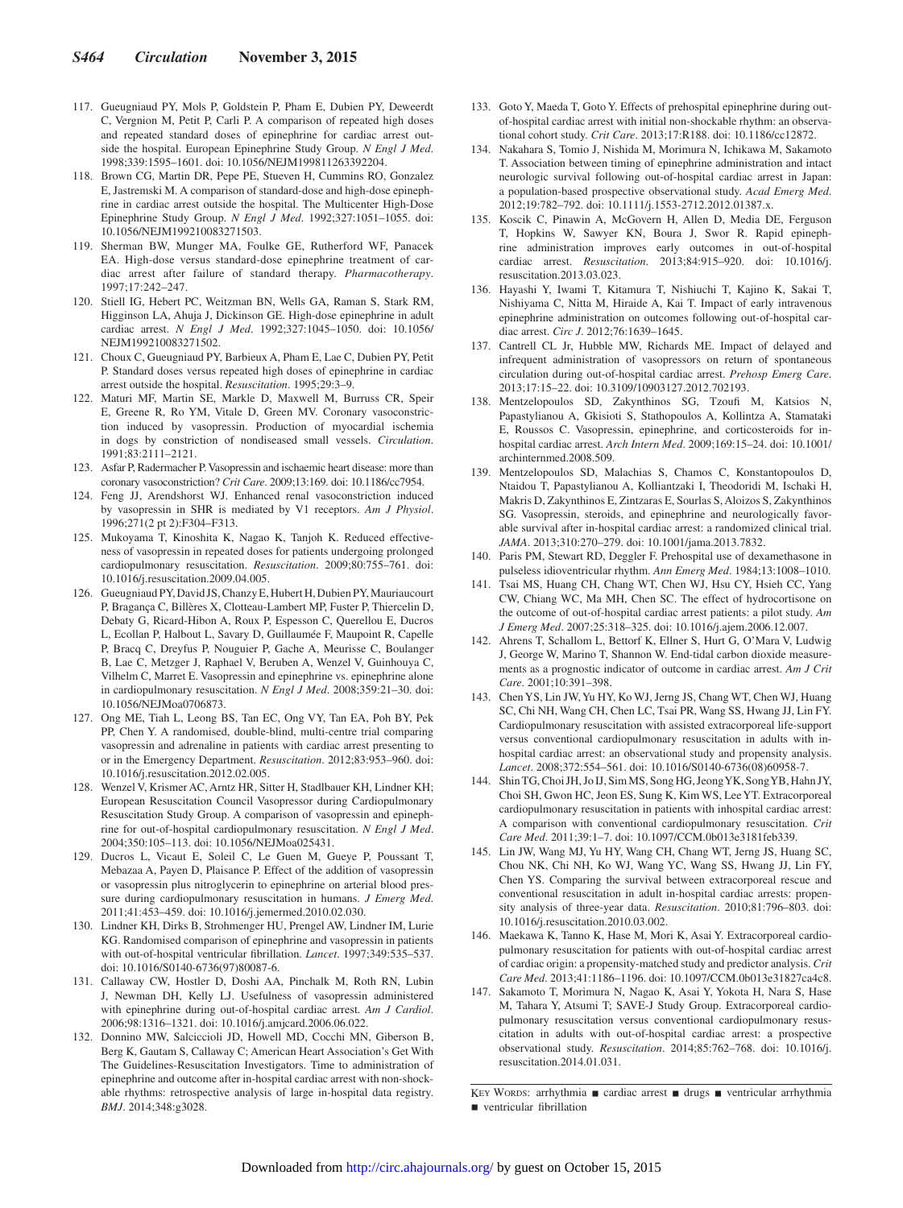117. Gueugniaud PY, Mols P, Goldstein P, Pham E, Dubien PY, Deweerdt C, Vergnion M, Petit P, Carli P. A comparison of repeated high doses and repeated standard doses of epinephrine for cardiac arrest outside the hospital. European Epinephrine Study Group. *N Engl J Med*. 1998;339:1595–1601. doi: 10.1056/NEJM199811263392204.
118. Brown CG, Martin DR, Pepe PE, Stueven H, Cummins RO, Gonzalez E, Jastremski M. A comparison of standard-dose and high-dose epinephrine in cardiac arrest outside the hospital. The Multicenter High-Dose Epinephrine Study Group. *N Engl J Med*. 1992;327:1051–1055. doi: 10.1056/NEJM199210083271503.
119. Sherman BW, Munger MA, Foulke GE, Rutherford WF, Panacek EA. High-dose versus standard-dose epinephrine treatment of cardiac arrest after failure of standard therapy. *Pharmacotherapy*. 1997;17:242–247.
120. Stiell IG, Hebert PC, Weitzman BN, Wells GA, Raman S, Stark RM, Higginson LA, Ahuja J, Dickinson GE. High-dose epinephrine in adult cardiac arrest. *N Engl J Med*. 1992;327:1045–1050. doi: 10.1056/NEJM199210083271502.
121. Choux C, Gueugniaud PY, Barbieux A, Pham E, Lae C, Dubien PY, Petit P. Standard doses versus repeated high doses of epinephrine in cardiac arrest outside the hospital. *Resuscitation*. 1995;29:3–9.
122. Maturi MF, Martin SE, Markle D, Maxwell M, Burruss CR, Speir E, Greene R, Ro YM, Vitale D, Green MV. Coronary vasoconstriction induced by vasopressin. Production of myocardial ischemia in dogs by constriction of nondiseased small vessels. *Circulation*. 1991;83:2111–2121.
123. Asfar P, Radermacher P. Vasopressin and ischaemic heart disease: more than coronary vasoconstriction? *Crit Care*. 2009;13:169. doi: 10.1186/cc7954.
124. Feng JJ, Arendshorst WJ. Enhanced renal vasoconstriction induced by vasopressin in SHR is mediated by V1 receptors. *Am J Physiol*. 1996;271(2 pt 2):F304–F313.
125. Mukoyama T, Kinoshita K, Nagao K, Tanjoh K. Reduced effectiveness of vasopressin in repeated doses for patients undergoing prolonged cardiopulmonary resuscitation. *Resuscitation*. 2009;80:755–761. doi: 10.1016/j.resuscitation.2009.04.005.
126. Gueugniaud PY, David JS, Chanzy E, Hubert H, Dubien PY, Mauriaucourt P, Bragança C, Billères X, Clotteau-Lambert MP, Fuster P, Thiercelin D, Debaty G, Ricard-Hibon A, Roux P, Espesson C, Querellou E, Ducros L, Ecollan P, Halbout L, Savary D, Guillaumée F, Maupoint R, Capelle P, Bracq C, Dreyfus P, Nouguier P, Gache A, Meurisse C, Boulanger B, Lae C, Metzger J, Raphael V, Beruben A, Wenzel V, Guinhouya C, Vilhelm C, Marret E. Vasopressin and epinephrine vs. epinephrine alone in cardiopulmonary resuscitation. *N Engl J Med*. 2008;359:21–30. doi: 10.1056/NEJMoa0706873.
127. Ong ME, Tiah L, Leong BS, Tan EC, Ong VY, Tan EA, Poh BY, Pek PP, Chen Y. A randomised, double-blind, multi-centre trial comparing vasopressin and adrenaline in patients with cardiac arrest presenting to or in the Emergency Department. *Resuscitation*. 2012;83:953–960. doi: 10.1016/j.resuscitation.2012.02.005.
128. Wenzel V, Krismer AC, Arntz HR, Sitter H, Stadlbauer KH, Lindner KH; European Resuscitation Council Vasopressor during Cardiopulmonary Resuscitation Study Group. A comparison of vasopressin and epinephrine for out-of-hospital cardiopulmonary resuscitation. *N Engl J Med*. 2004;350:105–113. doi: 10.1056/NEJMoa025431.
129. Ducros L, Vicaut E, Soleil C, Le Guen M, Gueye P, Poussant T, Mebazaa A, Payen D, Plaisance P. Effect of the addition of vasopressin or vasopressin plus nitroglycerin to epinephrine on arterial blood pressure during cardiopulmonary resuscitation in humans. *J Emerg Med*. 2011;41:453–459. doi: 10.1016/j.jemermed.2010.02.030.
130. Lindner KH, Dirks B, Strohmenger HU, Prengel AW, Lindner IM, Lurie KG. Randomised comparison of epinephrine and vasopressin in patients with out-of-hospital ventricular fibrillation. *Lancet*. 1997;349:535–537. doi: 10.1016/S0140-6736(97)80087-6.
131. Callaway CW, Hostler D, Doshi AA, Pinchalk M, Roth RN, Lubin J, Newman DH, Kelly LJ. Usefulness of vasopressin administered with epinephrine during out-of-hospital cardiac arrest. *Am J Cardiol*. 2006;98:1316–1321. doi: 10.1016/j.amjcard.2006.06.022.
132. Donnino MW, Salciccioli JD, Howell MD, Cocchi MN, Giberson B, Berg K, Gautam S, Callaway C; American Heart Association's Get With The Guidelines-Resuscitation Investigators. Time to administration of epinephrine and outcome after in-hospital cardiac arrest with non-shockable rhythms: retrospective analysis of large in-hospital data registry. *BMJ*. 2014;348:g3028.
133. Goto Y, Maeda T, Goto Y. Effects of prehospital epinephrine during out-of-hospital cardiac arrest with initial non-shockable rhythm: an observational cohort study. *Crit Care*. 2013;17:R188. doi: 10.1186/cc12872.
134. Nakahara S, Tomio J, Nishida M, Morimura N, Ichikawa M, Sakamoto T. Association between timing of epinephrine administration and intact neurologic survival following out-of-hospital cardiac arrest in Japan: a population-based prospective observational study. *Acad Emerg Med*. 2012;19:782–792. doi: 10.1111/j.1553-2712.2012.01387.x.
135. Koscik C, Pinawin A, McGovern H, Allen D, Media DE, Ferguson T, Hopkins W, Sawyer KN, Boura J, Swor R. Rapid epinephrine administration improves early outcomes in out-of-hospital cardiac arrest. *Resuscitation*. 2013;84:915–920. doi: 10.1016/j.resuscitation.2013.03.023.
136. Hayashi Y, Iwami T, Kitamura T, Nishiuchi T, Kajino K, Sakai T, Nishiyama C, Nitta M, Hiraide A, Kai T. Impact of early intravenous epinephrine administration on outcomes following out-of-hospital cardiac arrest. *Circ J*. 2012;76:1639–1645.
137. Cantrell CL Jr, Hubble MW, Richards ME. Impact of delayed and infrequent administration of vasopressors on return of spontaneous circulation during out-of-hospital cardiac arrest. *Prehosp Emerg Care*. 2013;17:15–22. doi: 10.3109/10903127.2012.702193.
138. Mentzelopoulos SD, Zakynthinos SG, Tzoufi M, Katsios N, Papastylianou A, Gkisioti S, Stathopoulos A, Kollintza A, Stamataki E, Roussos C. Vasopressin, epinephrine, and corticosteroids for in-hospital cardiac arrest. *Arch Intern Med*. 2009;169:15–24. doi: 10.1001/archinternmed.2008.509.
139. Mentzelopoulos SD, Malachias S, Chamos C, Konstantopoulos D, Ntaidou T, Papastylianou A, Kolliantzaki I, Theodoridi M, Ischaki H, Makris D, Zakynthinos E, Zintzaras E, Sourlas S, Aloizos S, Zakynthinos SG. Vasopressin, steroids, and epinephrine and neurologically favorable survival after in-hospital cardiac arrest: a randomized clinical trial. *JAMA*. 2013;310:270–279. doi: 10.1001/jama.2013.7832.
140. Paris PM, Stewart RD, Deggler F. Prehospital use of dexamethasone in pulseless idioventricular rhythm. *Ann Emerg Med*. 1984;13:1008–1010.
141. Tsai MS, Huang CH, Chang WT, Chen WJ, Hsu CY, Hsieh CC, Yang CW, Chiang WC, Ma MH, Chen SC. The effect of hydrocortisone on the outcome of out-of-hospital cardiac arrest patients: a pilot study. *Am J Emerg Med*. 2007;25:318–325. doi: 10.1016/j.ajem.2006.12.007.
142. Ahrens T, Schallom L, Bettorf K, Ellner S, Hurt G, O'Mara V, Ludwig J, George W, Marino T, Shannon W. End-tidal carbon dioxide measurements as a prognostic indicator of outcome in cardiac arrest. *Am J Crit Care*. 2001;10:391–398.
143. Chen YS, Lin JW, Yu HY, Ko WJ, Jerng JS, Chang WT, Chen WJ, Huang SC, Chi NH, Wang CH, Chen LC, Tsai PR, Wang SS, Hwang JJ, Lin FY. Cardiopulmonary resuscitation with assisted extracorporeal life-support versus conventional cardiopulmonary resuscitation in adults with in-hospital cardiac arrest: an observational study and propensity analysis. *Lancet*. 2008;372:554–561. doi: 10.1016/S0140-6736(08)60958-7.
144. Shin TG, Choi JH, Jo IJ, Sim MS, Song HG, Jeong YK, Song YB, Hahn JY, Choi SH, Gwon HC, Jeon ES, Sung K, Kim WS, Lee YT. Extracorporeal cardiopulmonary resuscitation in patients with inhospital cardiac arrest: A comparison with conventional cardiopulmonary resuscitation. *Crit Care Med*. 2011;39:1–7. doi: 10.1097/CCM.0b013e3181feb339.
145. Lin JW, Wang MJ, Yu HY, Wang CH, Chang WT, Jerng JS, Huang SC, Chou NK, Chi NH, Ko WJ, Wang YC, Wang SS, Hwang JJ, Lin FY, Chen YS. Comparing the survival between extracorporeal rescue and conventional resuscitation in adult in-hospital cardiac arrests: propensity analysis of three-year data. *Resuscitation*. 2010;81:796–803. doi: 10.1016/j.resuscitation.2010.03.002.
146. Maekawa K, Tanno K, Hase M, Mori K, Asai Y. Extracorporeal cardiopulmonary resuscitation for patients with out-of-hospital cardiac arrest of cardiac origin: a propensity-matched study and predictor analysis. *Crit Care Med*. 2013;41:1186–1196. doi: 10.1097/CCM.0b013e31827ca4c8.
147. Sakamoto T, Morimura N, Nagao K, Asai Y, Yokota H, Nara S, Hase M, Tahara Y, Atsumi T; SAVE-J Study Group. Extracorporeal cardiopulmonary resuscitation versus conventional cardiopulmonary resuscitation in adults with out-of-hospital cardiac arrest: a prospective observational study. *Resuscitation*. 2014;85:762–768. doi: 10.1016/j.resuscitation.2014.01.031.

Key Words: arrhythmia ■ cardiac arrest ■ drugs ■ ventricular arrhythmia ■ ventricular fibrillation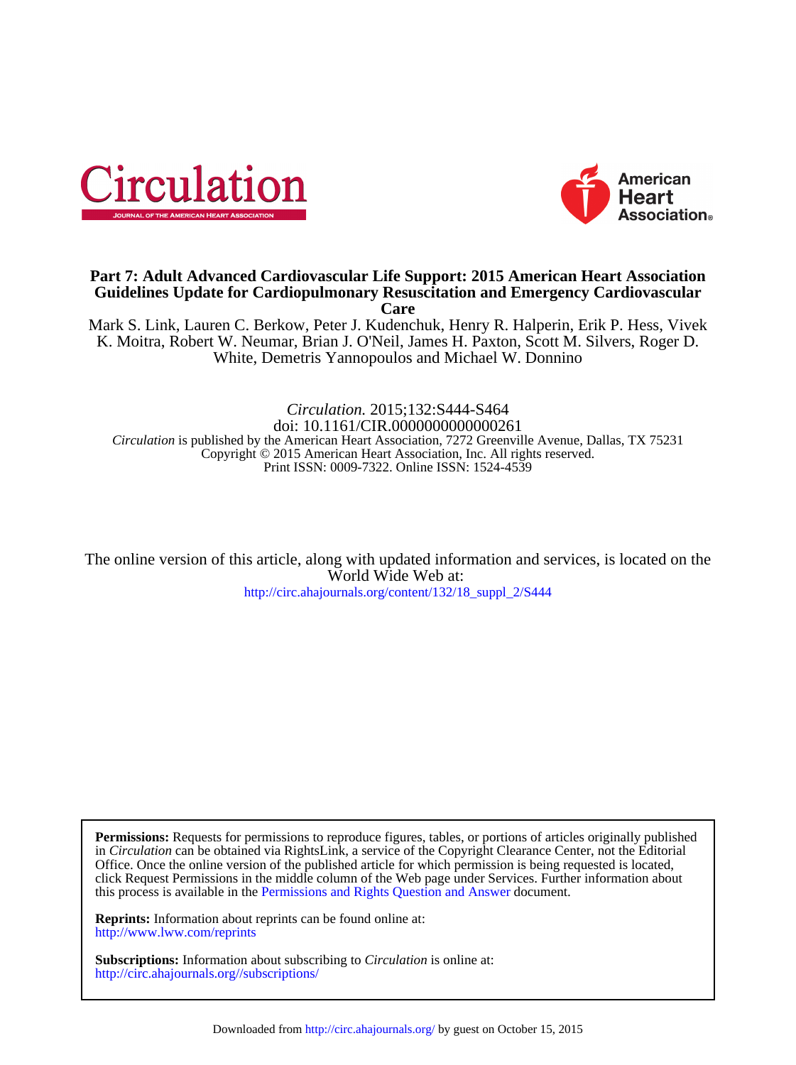# Part 7: Adult Advanced Cardiovascular Life Support: 2015 American Heart Association Guidelines Update for Cardiopulmonary Resuscitation and Emergency Cardiovascular Care

Mark S. Link, Lauren C. Berkow, Peter J. Kudenchuk, Henry R. Halperin, Erik P. Hess, Vivek K. Moitra, Robert W. Neumar, Brian J. O'Neil, James H. Paxton, Scott M. Silvers, Roger D. White, Demetris Yannopoulos and Michael W. Donnino

*Circulation.* 2015;132:S444-S464
doi: 10.1161/CIR.0000000000000261
*Circulation* is published by the American Heart Association, 7272 Greenville Avenue, Dallas, TX 75231
Copyright © 2015 American Heart Association, Inc. All rights reserved.
Print ISSN: 0009-7322. Online ISSN: 1524-4539

The online version of this article, along with updated information and services, is located on the World Wide Web at:
http://circ.ahajournals.org/content/132/18_suppl_2/S444

**Permissions:** Requests for permissions to reproduce figures, tables, or portions of articles originally published in *Circulation* can be obtained via RightsLink, a service of the Copyright Clearance Center, not the Editorial Office. Once the online version of the published article for which permission is being requested is located, click Request Permissions in the middle column of the Web page under Services. Further information about this process is available in the Permissions and Rights Question and Answer document.

**Reprints:** Information about reprints can be found online at:
http://www.lww.com/reprints

**Subscriptions:** Information about subscribing to *Circulation* is online at:
http://circ.ahajournals.org//subscriptions/

Downloaded from http://circ.ahajournals.org/ by guest on October 15, 2015